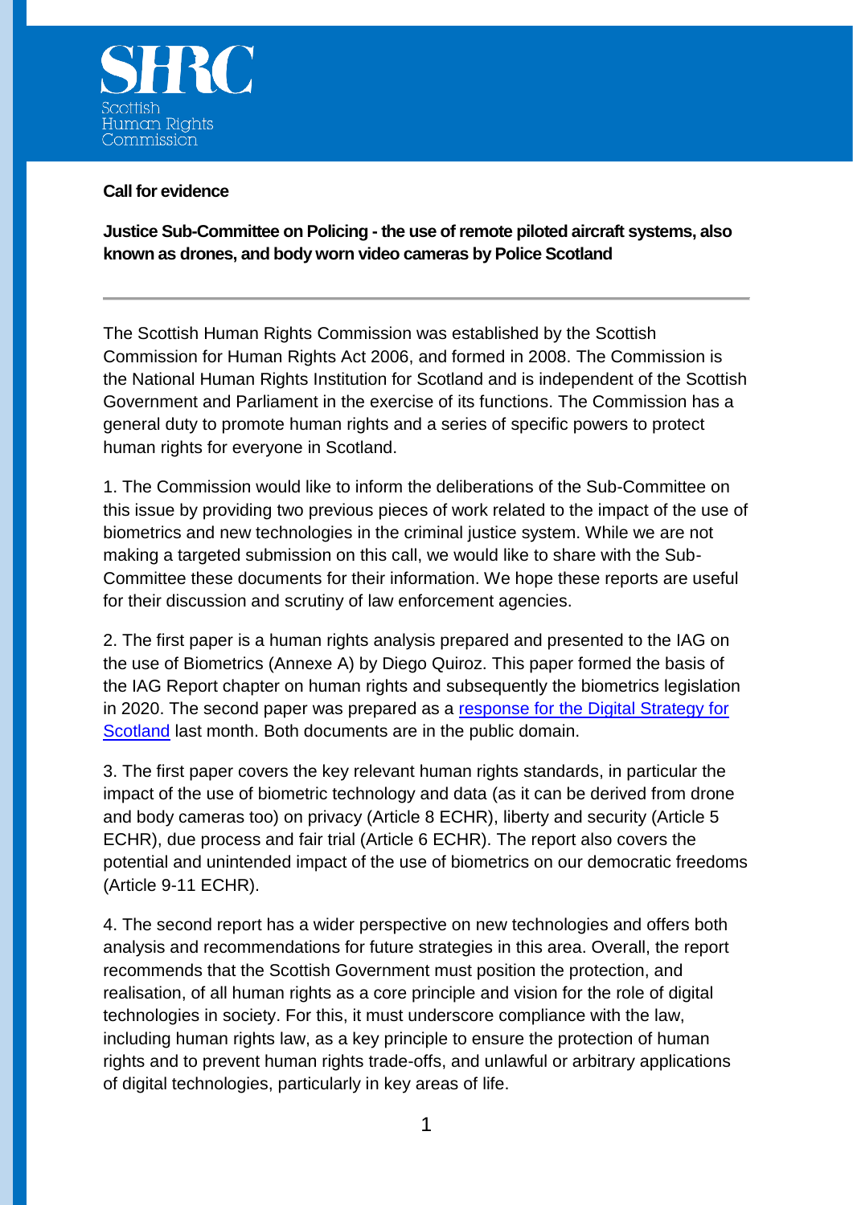**SHRC**
Scottish Human Rights Commission

**Call for evidence**

**Justice Sub-Committee on Policing - the use of remote piloted aircraft systems, also known as drones, and body worn video cameras by Police Scotland**

---

The Scottish Human Rights Commission was established by the Scottish Commission for Human Rights Act 2006, and formed in 2008. The Commission is the National Human Rights Institution for Scotland and is independent of the Scottish Government and Parliament in the exercise of its functions. The Commission has a general duty to promote human rights and a series of specific powers to protect human rights for everyone in Scotland.

1. The Commission would like to inform the deliberations of the Sub-Committee on this issue by providing two previous pieces of work related to the impact of the use of biometrics and new technologies in the criminal justice system. While we are not making a targeted submission on this call, we would like to share with the Sub-Committee these documents for their information. We hope these reports are useful for their discussion and scrutiny of law enforcement agencies.

2. The first paper is a human rights analysis prepared and presented to the IAG on the use of Biometrics (Annexe A) by Diego Quiroz. This paper formed the basis of the IAG Report chapter on human rights and subsequently the biometrics legislation in 2020. The second paper was prepared as a [response for the Digital Strategy for Scotland]() last month. Both documents are in the public domain.

3. The first paper covers the key relevant human rights standards, in particular the impact of the use of biometric technology and data (as it can be derived from drone and body cameras too) on privacy (Article 8 ECHR), liberty and security (Article 5 ECHR), due process and fair trial (Article 6 ECHR). The report also covers the potential and unintended impact of the use of biometrics on our democratic freedoms (Article 9-11 ECHR).

4. The second report has a wider perspective on new technologies and offers both analysis and recommendations for future strategies in this area. Overall, the report recommends that the Scottish Government must position the protection, and realisation, of all human rights as a core principle and vision for the role of digital technologies in society. For this, it must underscore compliance with the law, including human rights law, as a key principle to ensure the protection of human rights and to prevent human rights trade-offs, and unlawful or arbitrary applications of digital technologies, particularly in key areas of life.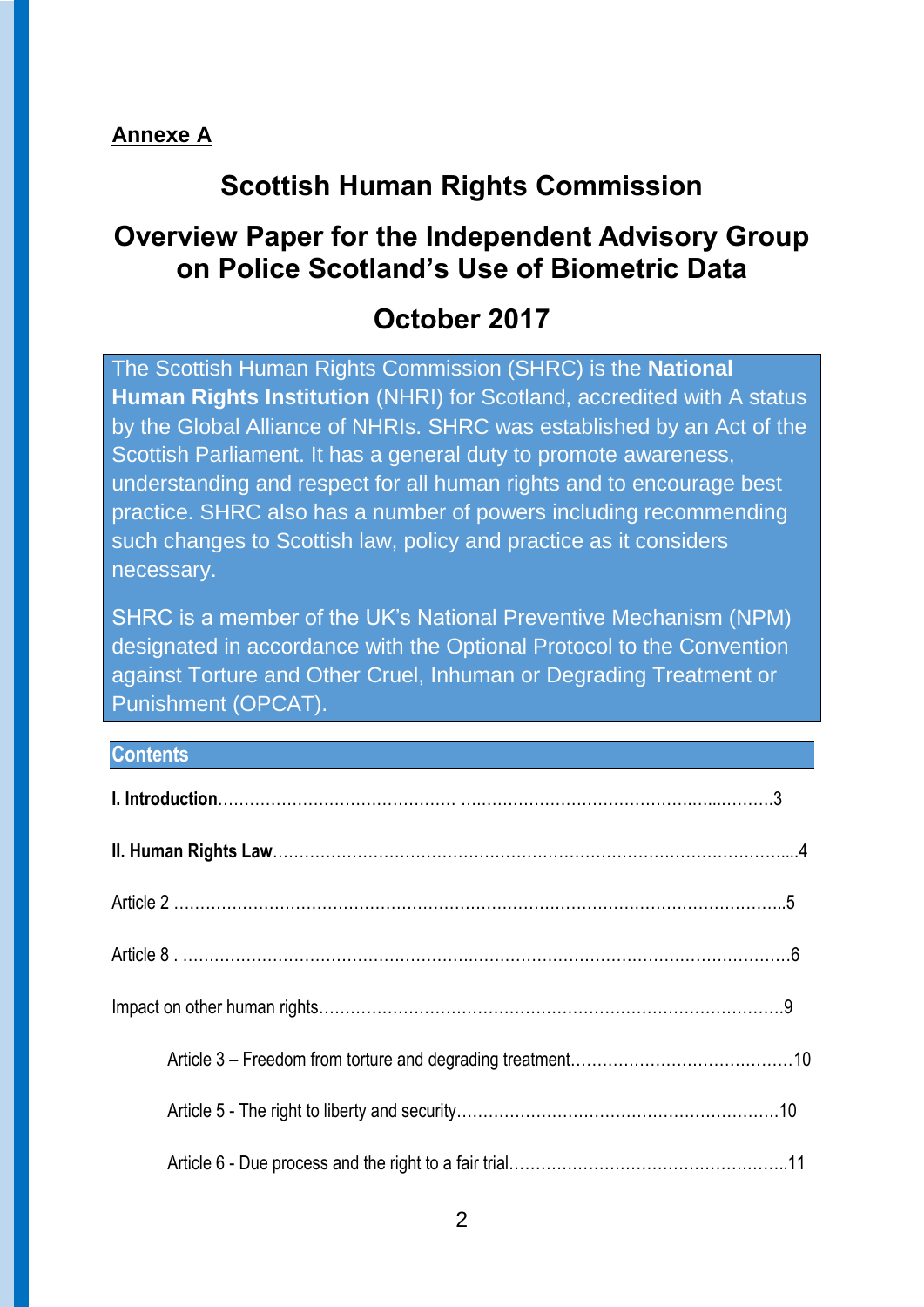**Annexe A**

# Scottish Human Rights Commission

## Overview Paper for the Independent Advisory Group on Police Scotland's Use of Biometric Data

## October 2017

The Scottish Human Rights Commission (SHRC) is the **National Human Rights Institution** (NHRI) for Scotland, accredited with A status by the Global Alliance of NHRIs. SHRC was established by an Act of the Scottish Parliament. It has a general duty to promote awareness, understanding and respect for all human rights and to encourage best practice. SHRC also has a number of powers including recommending such changes to Scottish law, policy and practice as it considers necessary.

SHRC is a member of the UK's National Preventive Mechanism (NPM) designated in accordance with the Optional Protocol to the Convention against Torture and Other Cruel, Inhuman or Degrading Treatment or Punishment (OPCAT).

### Contents

**I. Introduction** .......... 3

**II. Human Rights Law** .......... 4

Article 2 .......... 5

Article 8 .......... 6

Impact on other human rights .......... 9

- Article 3 – Freedom from torture and degrading treatment .......... 10
- Article 5 - The right to liberty and security .......... 10
- Article 6 - Due process and the right to a fair trial .......... 11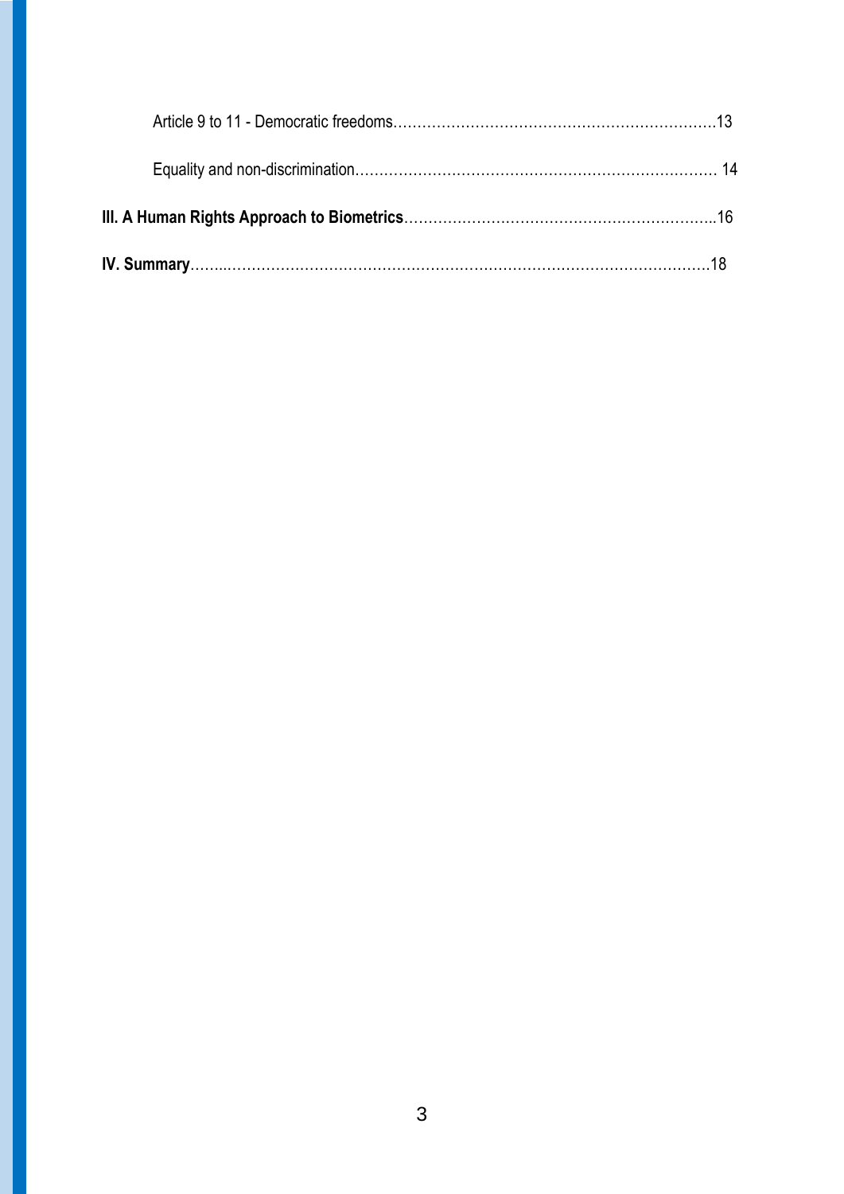Article 9 to 11 - Democratic freedoms……………………………………………………………13

Equality and non-discrimination………………………………………………………………… 14

**III. A Human Rights Approach to Biometrics**………………………………………………………..16

**IV. Summary**……...……………………………………………………………………………………….18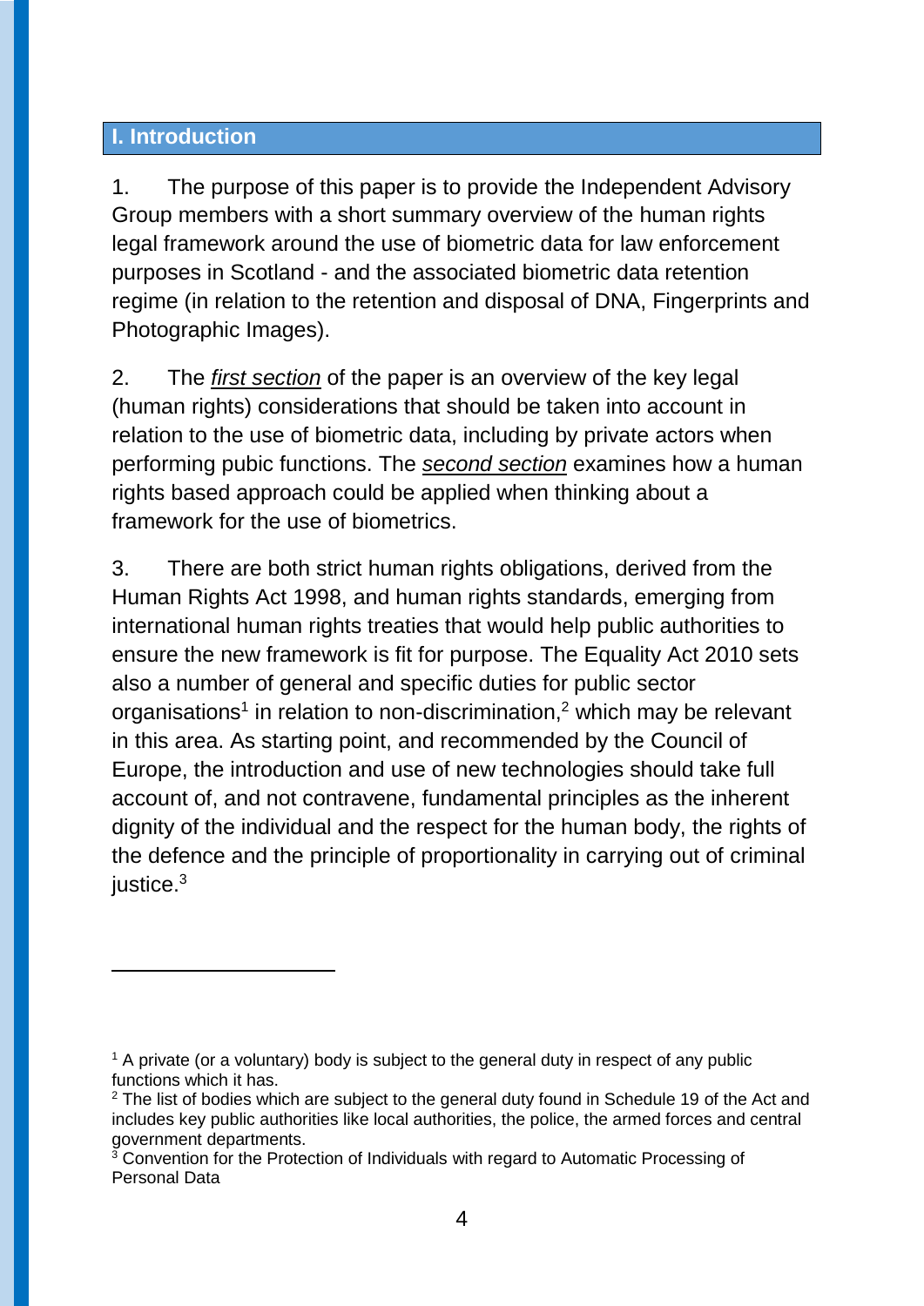## I. Introduction

1. The purpose of this paper is to provide the Independent Advisory Group members with a short summary overview of the human rights legal framework around the use of biometric data for law enforcement purposes in Scotland - and the associated biometric data retention regime (in relation to the retention and disposal of DNA, Fingerprints and Photographic Images).

2. The ***first section*** of the paper is an overview of the key legal (human rights) considerations that should be taken into account in relation to the use of biometric data, including by private actors when performing pubic functions. The ***second section*** examines how a human rights based approach could be applied when thinking about a framework for the use of biometrics.

3. There are both strict human rights obligations, derived from the Human Rights Act 1998, and human rights standards, emerging from international human rights treaties that would help public authorities to ensure the new framework is fit for purpose. The Equality Act 2010 sets also a number of general and specific duties for public sector organisations[1] in relation to non-discrimination,[2] which may be relevant in this area. As starting point, and recommended by the Council of Europe, the introduction and use of new technologies should take full account of, and not contravene, fundamental principles as the inherent dignity of the individual and the respect for the human body, the rights of the defence and the principle of proportionality in carrying out of criminal justice.[3]

---

[1] A private (or a voluntary) body is subject to the general duty in respect of any public functions which it has.

[2] The list of bodies which are subject to the general duty found in Schedule 19 of the Act and includes key public authorities like local authorities, the police, the armed forces and central government departments.

[3] Convention for the Protection of Individuals with regard to Automatic Processing of Personal Data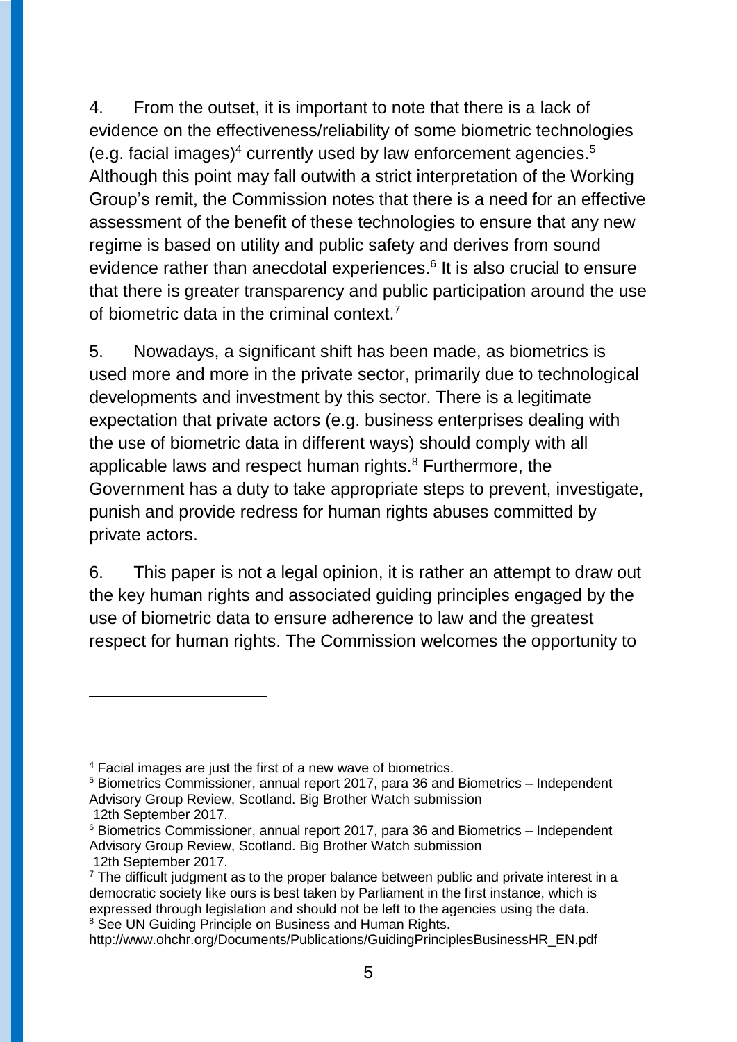4. From the outset, it is important to note that there is a lack of evidence on the effectiveness/reliability of some biometric technologies (e.g. facial images)[4] currently used by law enforcement agencies.[5] Although this point may fall outwith a strict interpretation of the Working Group's remit, the Commission notes that there is a need for an effective assessment of the benefit of these technologies to ensure that any new regime is based on utility and public safety and derives from sound evidence rather than anecdotal experiences.[6] It is also crucial to ensure that there is greater transparency and public participation around the use of biometric data in the criminal context.[7]

5. Nowadays, a significant shift has been made, as biometrics is used more and more in the private sector, primarily due to technological developments and investment by this sector. There is a legitimate expectation that private actors (e.g. business enterprises dealing with the use of biometric data in different ways) should comply with all applicable laws and respect human rights.[8] Furthermore, the Government has a duty to take appropriate steps to prevent, investigate, punish and provide redress for human rights abuses committed by private actors.

6. This paper is not a legal opinion, it is rather an attempt to draw out the key human rights and associated guiding principles engaged by the use of biometric data to ensure adherence to law and the greatest respect for human rights. The Commission welcomes the opportunity to

---

[4] Facial images are just the first of a new wave of biometrics.

[5] Biometrics Commissioner, annual report 2017, para 36 and Biometrics – Independent Advisory Group Review, Scotland. Big Brother Watch submission 12th September 2017.

[6] Biometrics Commissioner, annual report 2017, para 36 and Biometrics – Independent Advisory Group Review, Scotland. Big Brother Watch submission 12th September 2017.

[7] The difficult judgment as to the proper balance between public and private interest in a democratic society like ours is best taken by Parliament in the first instance, which is expressed through legislation and should not be left to the agencies using the data.

[8] See UN Guiding Principle on Business and Human Rights. http://www.ohchr.org/Documents/Publications/GuidingPrinciplesBusinessHR_EN.pdf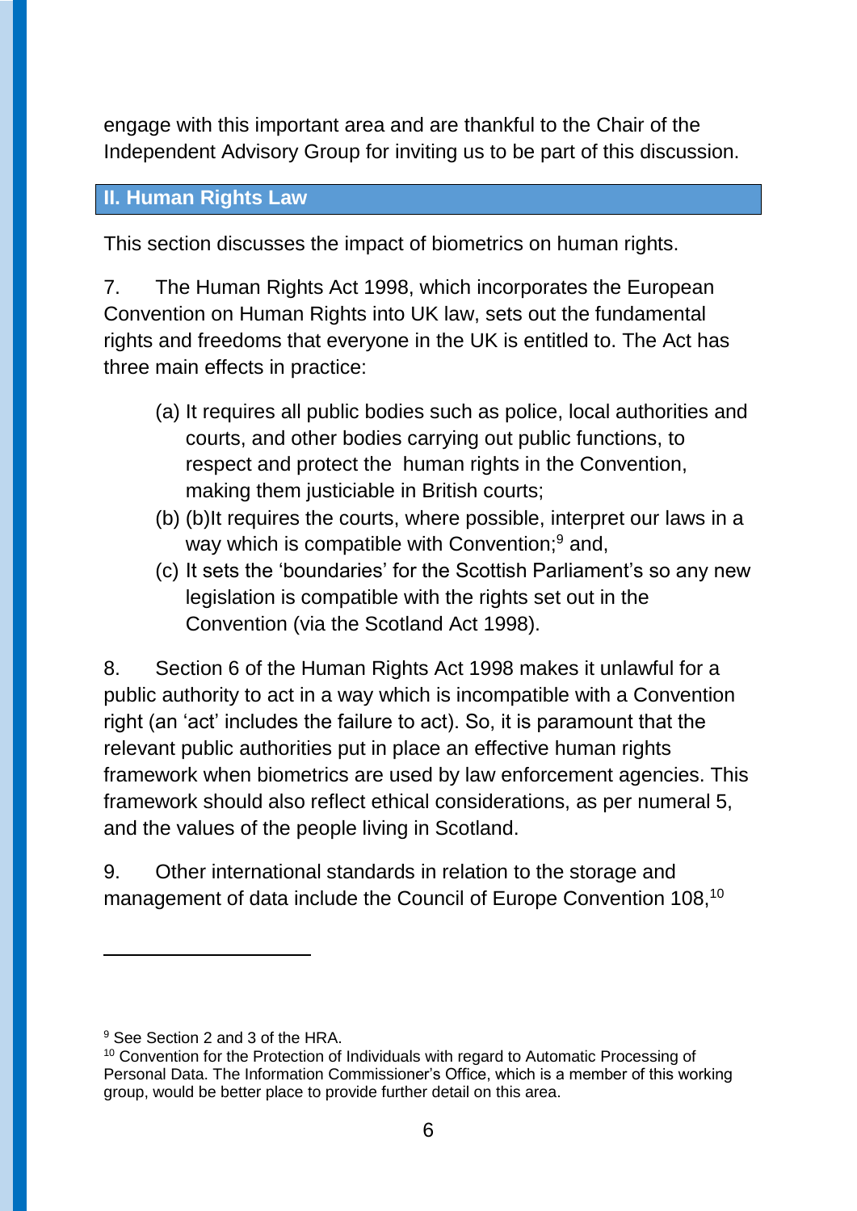engage with this important area and are thankful to the Chair of the Independent Advisory Group for inviting us to be part of this discussion.

## II. Human Rights Law

This section discusses the impact of biometrics on human rights.

7. The Human Rights Act 1998, which incorporates the European Convention on Human Rights into UK law, sets out the fundamental rights and freedoms that everyone in the UK is entitled to. The Act has three main effects in practice:

(a) It requires all public bodies such as police, local authorities and courts, and other bodies carrying out public functions, to respect and protect the human rights in the Convention, making them justiciable in British courts;

(b) (b)It requires the courts, where possible, interpret our laws in a way which is compatible with Convention;[9] and,

(c) It sets the 'boundaries' for the Scottish Parliament's so any new legislation is compatible with the rights set out in the Convention (via the Scotland Act 1998).

8. Section 6 of the Human Rights Act 1998 makes it unlawful for a public authority to act in a way which is incompatible with a Convention right (an 'act' includes the failure to act). So, it is paramount that the relevant public authorities put in place an effective human rights framework when biometrics are used by law enforcement agencies. This framework should also reflect ethical considerations, as per numeral 5, and the values of the people living in Scotland.

9. Other international standards in relation to the storage and management of data include the Council of Europe Convention 108,[10]

---

[9] See Section 2 and 3 of the HRA.

[10] Convention for the Protection of Individuals with regard to Automatic Processing of Personal Data. The Information Commissioner's Office, which is a member of this working group, would be better place to provide further detail on this area.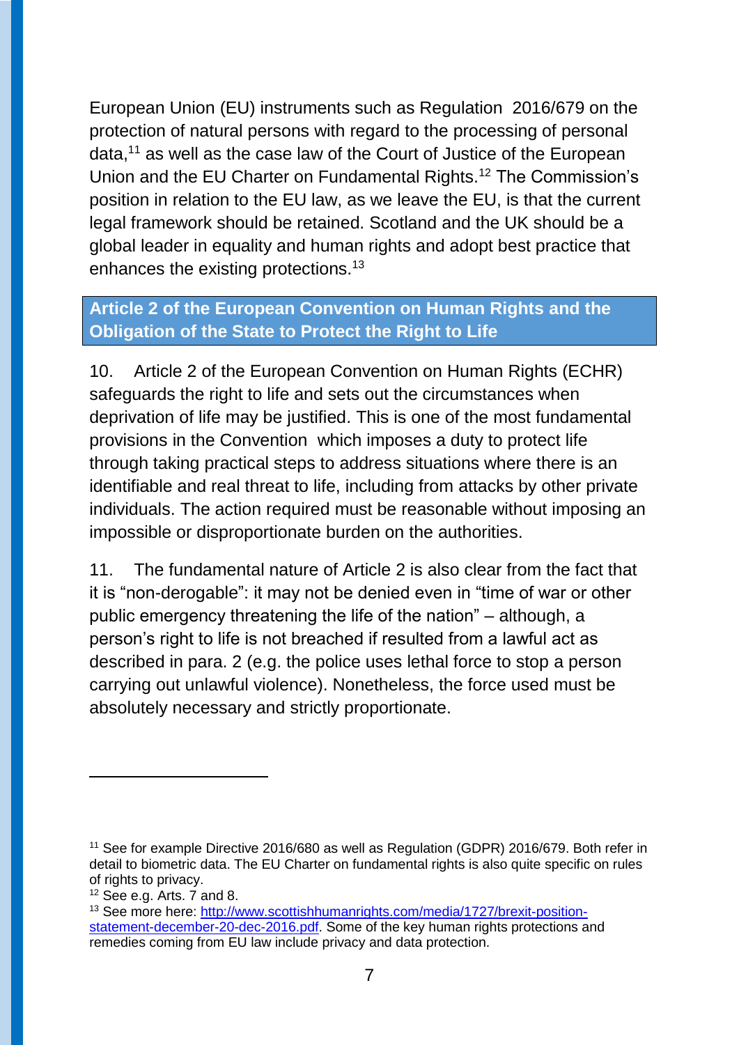European Union (EU) instruments such as Regulation 2016/679 on the protection of natural persons with regard to the processing of personal data,[11] as well as the case law of the Court of Justice of the European Union and the EU Charter on Fundamental Rights.[12] The Commission's position in relation to the EU law, as we leave the EU, is that the current legal framework should be retained. Scotland and the UK should be a global leader in equality and human rights and adopt best practice that enhances the existing protections.[13]

## Article 2 of the European Convention on Human Rights and the Obligation of the State to Protect the Right to Life

10. Article 2 of the European Convention on Human Rights (ECHR) safeguards the right to life and sets out the circumstances when deprivation of life may be justified. This is one of the most fundamental provisions in the Convention which imposes a duty to protect life through taking practical steps to address situations where there is an identifiable and real threat to life, including from attacks by other private individuals. The action required must be reasonable without imposing an impossible or disproportionate burden on the authorities.

11. The fundamental nature of Article 2 is also clear from the fact that it is "non-derogable": it may not be denied even in "time of war or other public emergency threatening the life of the nation" – although, a person's right to life is not breached if resulted from a lawful act as described in para. 2 (e.g. the police uses lethal force to stop a person carrying out unlawful violence). Nonetheless, the force used must be absolutely necessary and strictly proportionate.

---

[11] See for example Directive 2016/680 as well as Regulation (GDPR) 2016/679. Both refer in detail to biometric data. The EU Charter on fundamental rights is also quite specific on rules of rights to privacy.

[12] See e.g. Arts. 7 and 8.

[13] See more here: [http://www.scottishhumanrights.com/media/1727/brexit-position-statement-december-20-dec-2016.pdf](http://www.scottishhumanrights.com/media/1727/brexit-position-statement-december-20-dec-2016.pdf). Some of the key human rights protections and remedies coming from EU law include privacy and data protection.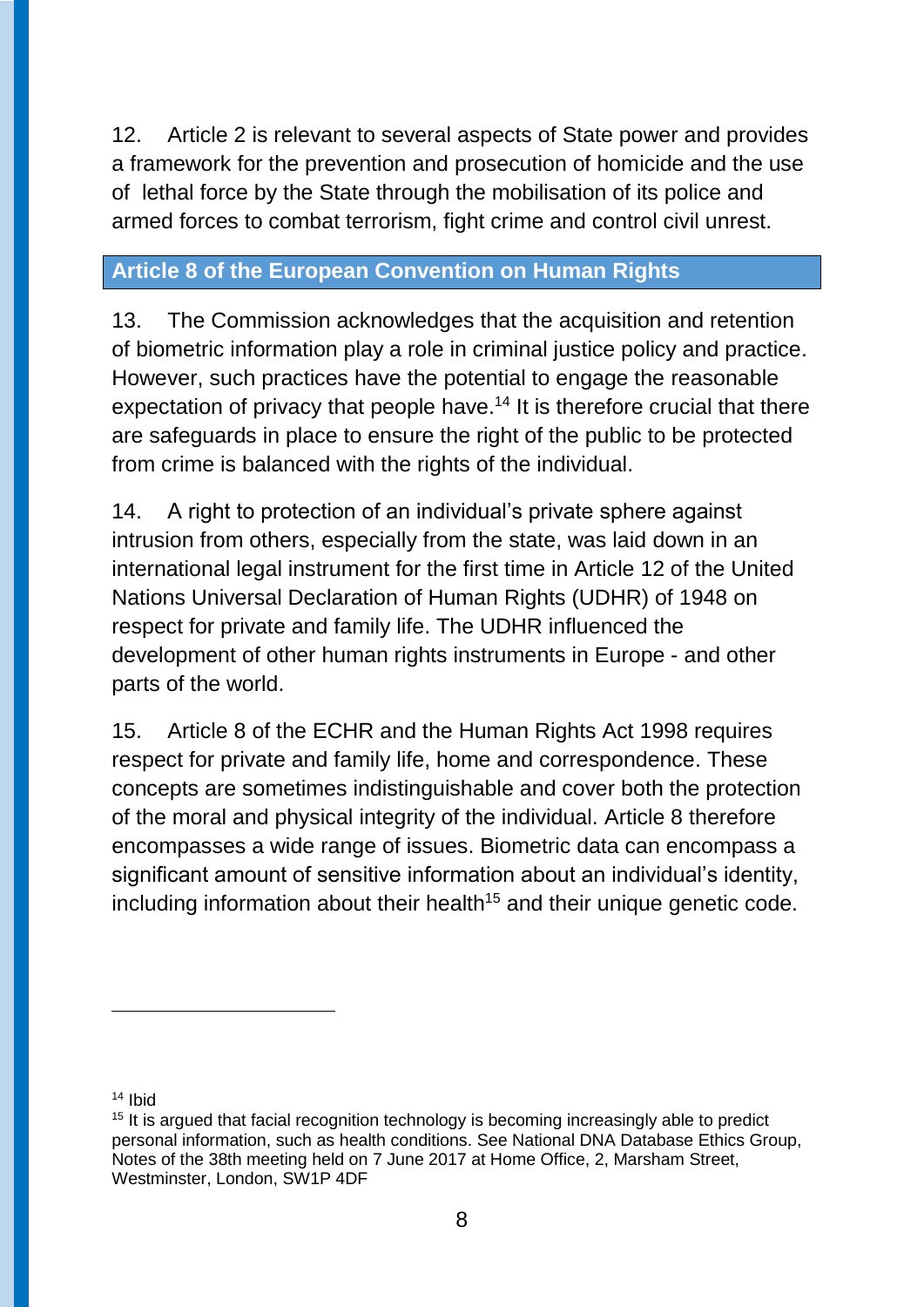12. Article 2 is relevant to several aspects of State power and provides a framework for the prevention and prosecution of homicide and the use of lethal force by the State through the mobilisation of its police and armed forces to combat terrorism, fight crime and control civil unrest.

## Article 8 of the European Convention on Human Rights

13. The Commission acknowledges that the acquisition and retention of biometric information play a role in criminal justice policy and practice. However, such practices have the potential to engage the reasonable expectation of privacy that people have.[14] It is therefore crucial that there are safeguards in place to ensure the right of the public to be protected from crime is balanced with the rights of the individual.

14. A right to protection of an individual's private sphere against intrusion from others, especially from the state, was laid down in an international legal instrument for the first time in Article 12 of the United Nations Universal Declaration of Human Rights (UDHR) of 1948 on respect for private and family life. The UDHR influenced the development of other human rights instruments in Europe - and other parts of the world.

15. Article 8 of the ECHR and the Human Rights Act 1998 requires respect for private and family life, home and correspondence. These concepts are sometimes indistinguishable and cover both the protection of the moral and physical integrity of the individual. Article 8 therefore encompasses a wide range of issues. Biometric data can encompass a significant amount of sensitive information about an individual's identity, including information about their health[15] and their unique genetic code.

---

[14] Ibid

[15] It is argued that facial recognition technology is becoming increasingly able to predict personal information, such as health conditions. See National DNA Database Ethics Group, Notes of the 38th meeting held on 7 June 2017 at Home Office, 2, Marsham Street, Westminster, London, SW1P 4DF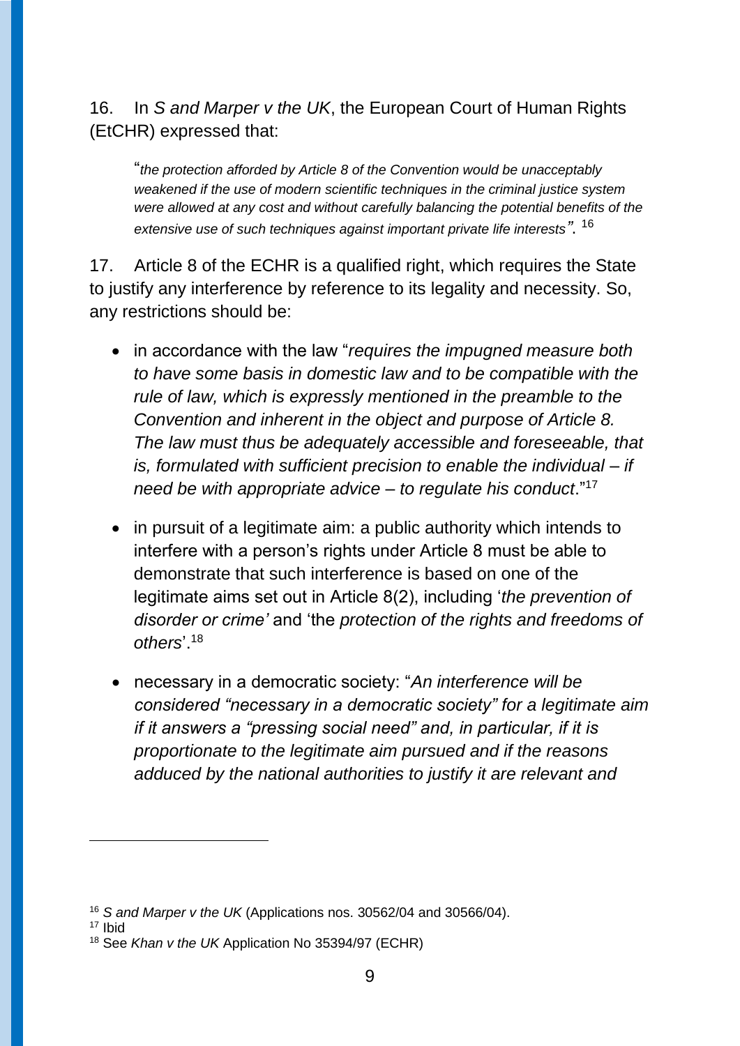16. In *S and Marper v the UK*, the European Court of Human Rights (EtCHR) expressed that:

> "*the protection afforded by Article 8 of the Convention would be unacceptably weakened if the use of modern scientific techniques in the criminal justice system were allowed at any cost and without carefully balancing the potential benefits of the extensive use of such techniques against important private life interests*". [16]

17. Article 8 of the ECHR is a qualified right, which requires the State to justify any interference by reference to its legality and necessity. So, any restrictions should be:

- in accordance with the law "*requires the impugned measure both to have some basis in domestic law and to be compatible with the rule of law, which is expressly mentioned in the preamble to the Convention and inherent in the object and purpose of Article 8. The law must thus be adequately accessible and foreseeable, that is, formulated with sufficient precision to enable the individual – if need be with appropriate advice – to regulate his conduct*."[17]

- in pursuit of a legitimate aim: a public authority which intends to interfere with a person's rights under Article 8 must be able to demonstrate that such interference is based on one of the legitimate aims set out in Article 8(2), including '*the prevention of disorder or crime'* and 'the *protection of the rights and freedoms of others*'.[18]

- necessary in a democratic society: "*An interference will be considered "necessary in a democratic society" for a legitimate aim if it answers a "pressing social need" and, in particular, if it is proportionate to the legitimate aim pursued and if the reasons adduced by the national authorities to justify it are relevant and*

---

[16] *S and Marper v the UK* (Applications nos. 30562/04 and 30566/04).

[17] Ibid

[18] See *Khan v the UK* Application No 35394/97 (ECHR)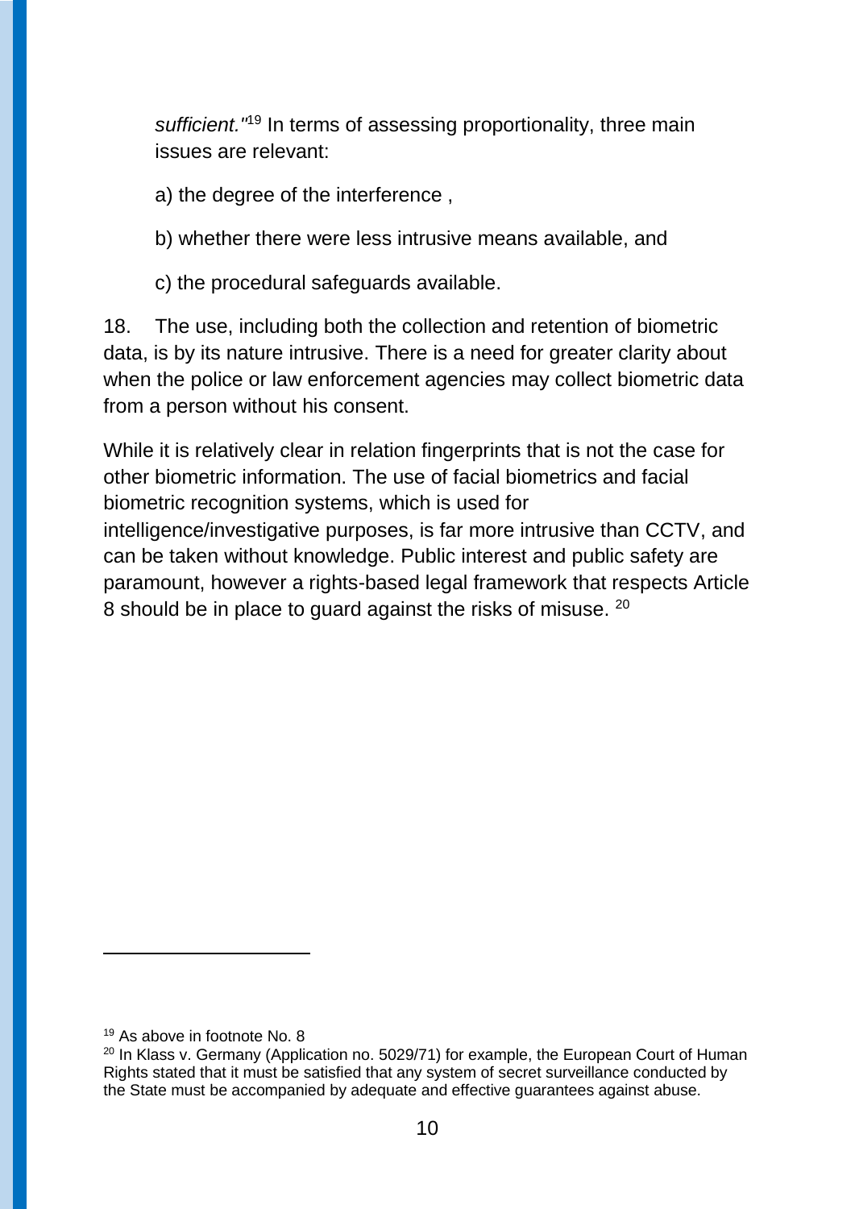*sufficient."*[19] In terms of assessing proportionality, three main issues are relevant:

a) the degree of the interference ,

b) whether there were less intrusive means available, and

c) the procedural safeguards available.

18. The use, including both the collection and retention of biometric data, is by its nature intrusive. There is a need for greater clarity about when the police or law enforcement agencies may collect biometric data from a person without his consent.

While it is relatively clear in relation fingerprints that is not the case for other biometric information. The use of facial biometrics and facial biometric recognition systems, which is used for intelligence/investigative purposes, is far more intrusive than CCTV, and can be taken without knowledge. Public interest and public safety are paramount, however a rights-based legal framework that respects Article 8 should be in place to guard against the risks of misuse. [20]

---

[19] As above in footnote No. 8

[20] In Klass v. Germany (Application no. 5029/71) for example, the European Court of Human Rights stated that it must be satisfied that any system of secret surveillance conducted by the State must be accompanied by adequate and effective guarantees against abuse.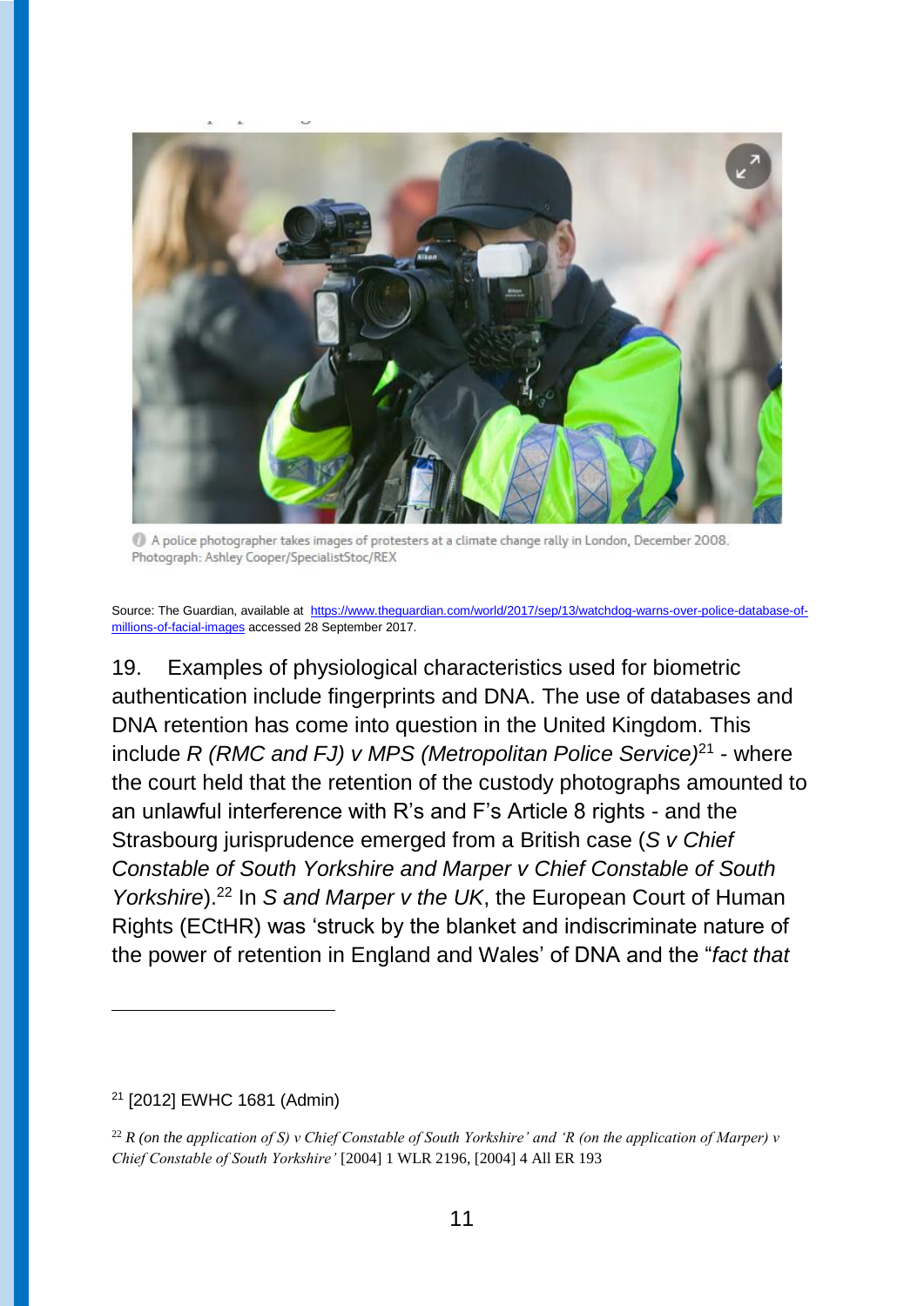A police photographer takes images of protesters at a climate change rally in London, December 2008. Photograph: Ashley Cooper/SpecialistStoc/REX

Source: The Guardian, available at https://www.theguardian.com/world/2017/sep/13/watchdog-warns-over-police-database-of-millions-of-facial-images accessed 28 September 2017.

19. Examples of physiological characteristics used for biometric authentication include fingerprints and DNA. The use of databases and DNA retention has come into question in the United Kingdom. This include *R (RMC and FJ) v MPS (Metropolitan Police Service)*[21] - where the court held that the retention of the custody photographs amounted to an unlawful interference with R's and F's Article 8 rights - and the Strasbourg jurisprudence emerged from a British case (*S v Chief Constable of South Yorkshire and Marper v Chief Constable of South Yorkshire*).[22] In *S and Marper v the UK*, the European Court of Human Rights (ECtHR) was 'struck by the blanket and indiscriminate nature of the power of retention in England and Wales' of DNA and the "*fact that*

---

[21] [2012] EWHC 1681 (Admin)

[22] *R (on the application of S) v Chief Constable of South Yorkshire' and 'R (on the application of Marper) v Chief Constable of South Yorkshire'* [2004] 1 WLR 2196, [2004] 4 All ER 193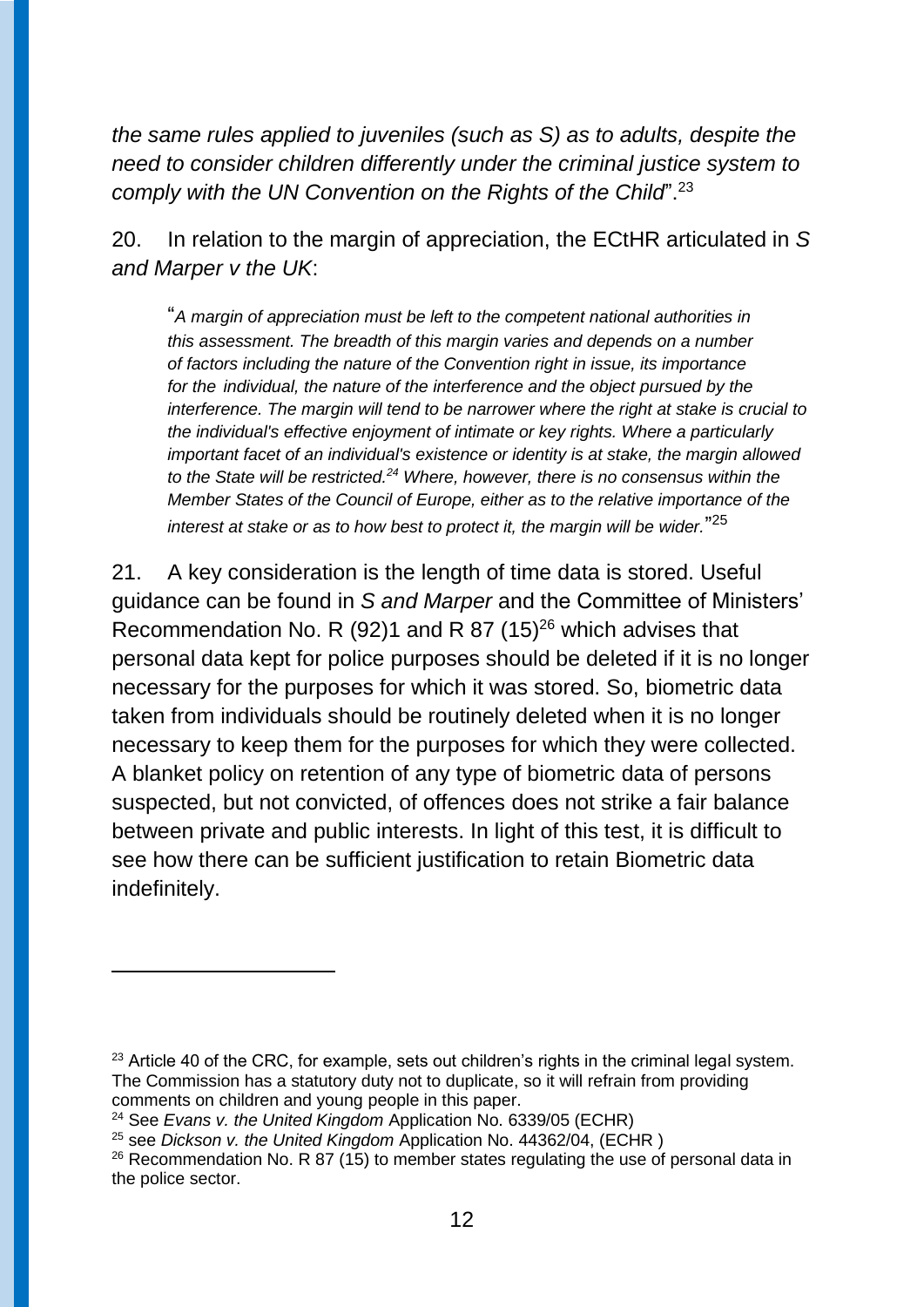*the same rules applied to juveniles (such as S) as to adults, despite the need to consider children differently under the criminal justice system to comply with the UN Convention on the Rights of the Child*".[23]

20. In relation to the margin of appreciation, the ECtHR articulated in *S and Marper v the UK*:

> "*A margin of appreciation must be left to the competent national authorities in this assessment. The breadth of this margin varies and depends on a number of factors including the nature of the Convention right in issue, its importance for the individual, the nature of the interference and the object pursued by the interference. The margin will tend to be narrower where the right at stake is crucial to the individual's effective enjoyment of intimate or key rights. Where a particularly important facet of an individual's existence or identity is at stake, the margin allowed to the State will be restricted.*[24] *Where, however, there is no consensus within the Member States of the Council of Europe, either as to the relative importance of the interest at stake or as to how best to protect it, the margin will be wider.*"[25]

21. A key consideration is the length of time data is stored. Useful guidance can be found in *S and Marper* and the Committee of Ministers' Recommendation No. R (92)1 and R 87 (15)[26] which advises that personal data kept for police purposes should be deleted if it is no longer necessary for the purposes for which it was stored. So, biometric data taken from individuals should be routinely deleted when it is no longer necessary to keep them for the purposes for which they were collected. A blanket policy on retention of any type of biometric data of persons suspected, but not convicted, of offences does not strike a fair balance between private and public interests. In light of this test, it is difficult to see how there can be sufficient justification to retain Biometric data indefinitely.

---

[23] Article 40 of the CRC, for example, sets out children's rights in the criminal legal system. The Commission has a statutory duty not to duplicate, so it will refrain from providing comments on children and young people in this paper.

[24] See *Evans v. the United Kingdom* Application No. 6339/05 (ECHR)

[25] see *Dickson v. the United Kingdom* Application No. 44362/04, (ECHR )

[26] Recommendation No. R 87 (15) to member states regulating the use of personal data in the police sector.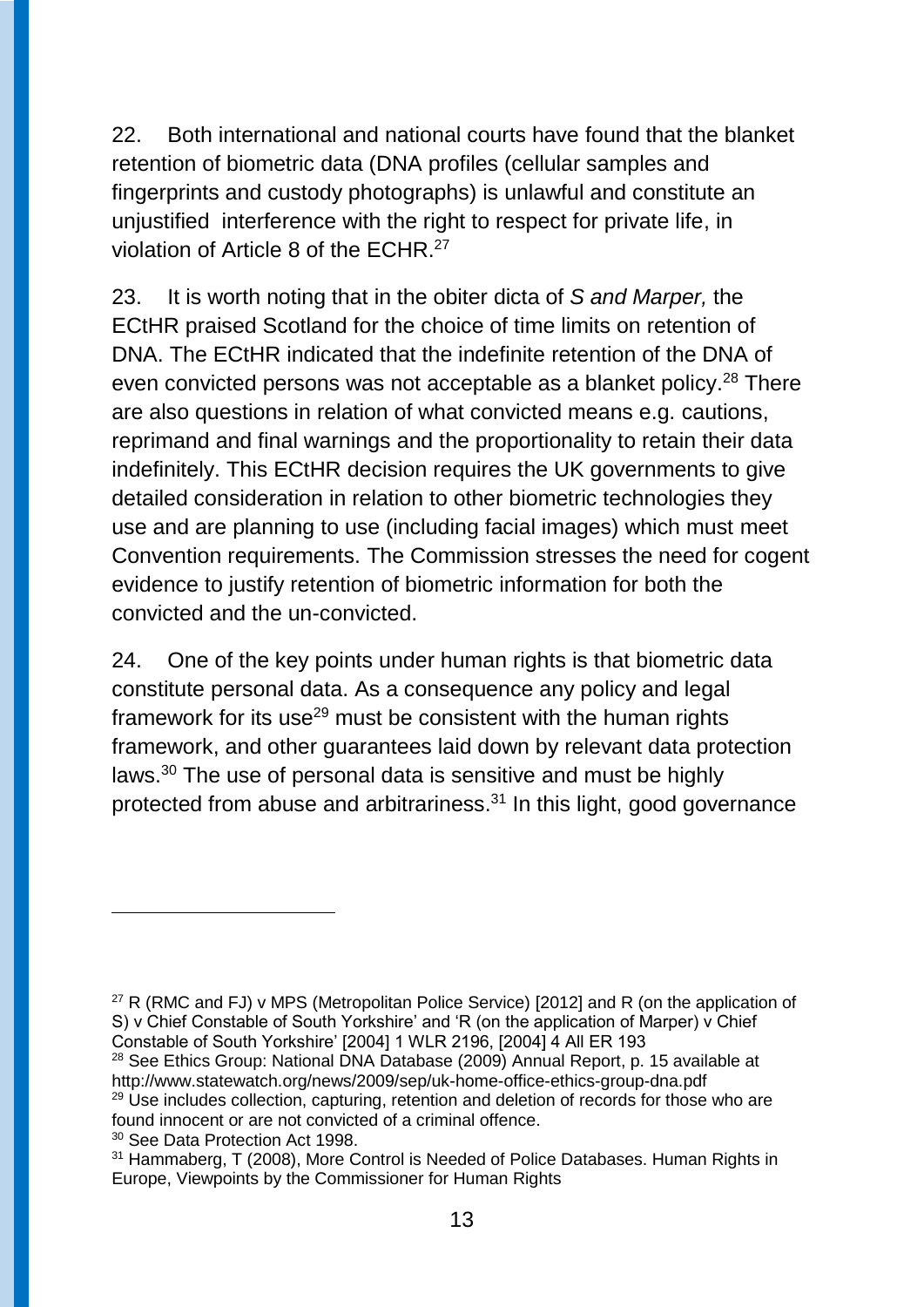22. Both international and national courts have found that the blanket retention of biometric data (DNA profiles (cellular samples and fingerprints and custody photographs) is unlawful and constitute an unjustified interference with the right to respect for private life, in violation of Article 8 of the ECHR.[27]

23. It is worth noting that in the obiter dicta of *S and Marper,* the ECtHR praised Scotland for the choice of time limits on retention of DNA. The ECtHR indicated that the indefinite retention of the DNA of even convicted persons was not acceptable as a blanket policy.[28] There are also questions in relation of what convicted means e.g. cautions, reprimand and final warnings and the proportionality to retain their data indefinitely. This ECtHR decision requires the UK governments to give detailed consideration in relation to other biometric technologies they use and are planning to use (including facial images) which must meet Convention requirements. The Commission stresses the need for cogent evidence to justify retention of biometric information for both the convicted and the un-convicted.

24. One of the key points under human rights is that biometric data constitute personal data. As a consequence any policy and legal framework for its use[29] must be consistent with the human rights framework, and other guarantees laid down by relevant data protection laws.[30] The use of personal data is sensitive and must be highly protected from abuse and arbitrariness.[31] In this light, good governance

---

[27] R (RMC and FJ) v MPS (Metropolitan Police Service) [2012] and R (on the application of S) v Chief Constable of South Yorkshire' and 'R (on the application of Marper) v Chief Constable of South Yorkshire' [2004] 1 WLR 2196, [2004] 4 All ER 193

[28] See Ethics Group: National DNA Database (2009) Annual Report, p. 15 available at http://www.statewatch.org/news/2009/sep/uk-home-office-ethics-group-dna.pdf

[29] Use includes collection, capturing, retention and deletion of records for those who are found innocent or are not convicted of a criminal offence.

[30] See Data Protection Act 1998.

[31] Hammaberg, T (2008), More Control is Needed of Police Databases. Human Rights in Europe, Viewpoints by the Commissioner for Human Rights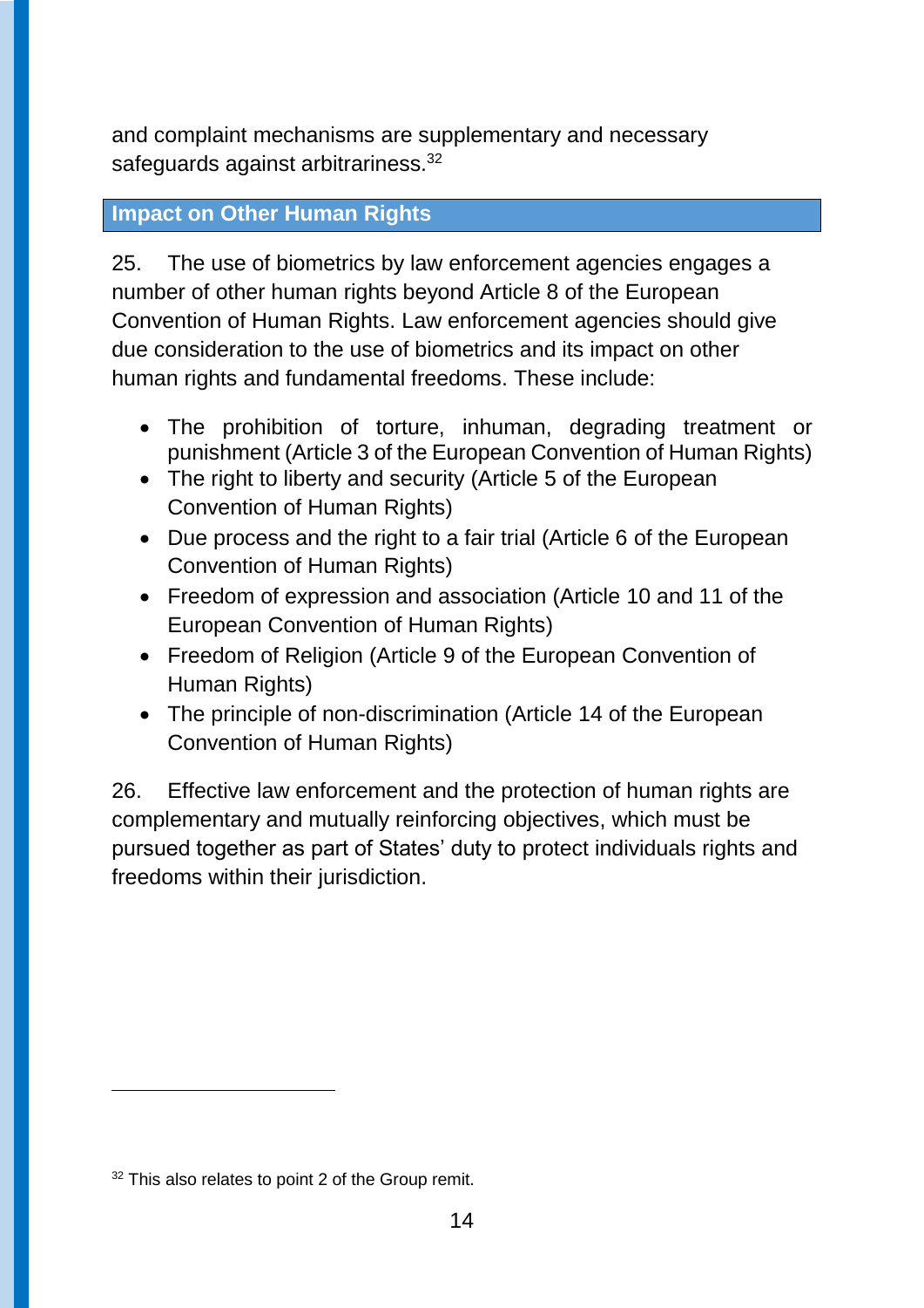and complaint mechanisms are supplementary and necessary safeguards against arbitrariness.[32]

## Impact on Other Human Rights

25. The use of biometrics by law enforcement agencies engages a number of other human rights beyond Article 8 of the European Convention of Human Rights. Law enforcement agencies should give due consideration to the use of biometrics and its impact on other human rights and fundamental freedoms. These include:

- The prohibition of torture, inhuman, degrading treatment or punishment (Article 3 of the European Convention of Human Rights)
- The right to liberty and security (Article 5 of the European Convention of Human Rights)
- Due process and the right to a fair trial (Article 6 of the European Convention of Human Rights)
- Freedom of expression and association (Article 10 and 11 of the European Convention of Human Rights)
- Freedom of Religion (Article 9 of the European Convention of Human Rights)
- The principle of non-discrimination (Article 14 of the European Convention of Human Rights)

26. Effective law enforcement and the protection of human rights are complementary and mutually reinforcing objectives, which must be pursued together as part of States' duty to protect individuals rights and freedoms within their jurisdiction.

[32] This also relates to point 2 of the Group remit.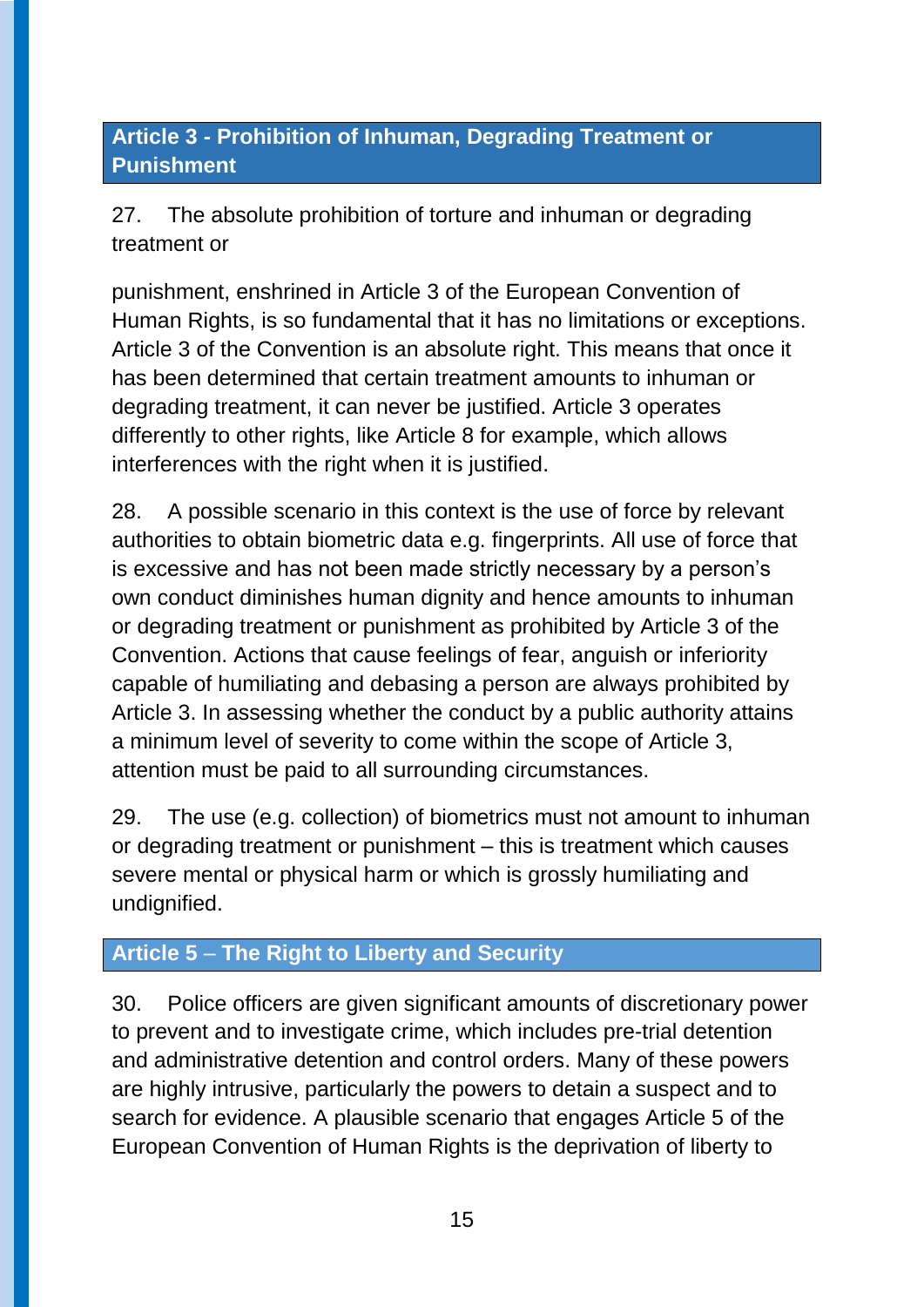## Article 3 - Prohibition of Inhuman, Degrading Treatment or Punishment

27. The absolute prohibition of torture and inhuman or degrading treatment or

punishment, enshrined in Article 3 of the European Convention of Human Rights, is so fundamental that it has no limitations or exceptions. Article 3 of the Convention is an absolute right. This means that once it has been determined that certain treatment amounts to inhuman or degrading treatment, it can never be justified. Article 3 operates differently to other rights, like Article 8 for example, which allows interferences with the right when it is justified.

28. A possible scenario in this context is the use of force by relevant authorities to obtain biometric data e.g. fingerprints. All use of force that is excessive and has not been made strictly necessary by a person's own conduct diminishes human dignity and hence amounts to inhuman or degrading treatment or punishment as prohibited by Article 3 of the Convention. Actions that cause feelings of fear, anguish or inferiority capable of humiliating and debasing a person are always prohibited by Article 3. In assessing whether the conduct by a public authority attains a minimum level of severity to come within the scope of Article 3, attention must be paid to all surrounding circumstances.

29. The use (e.g. collection) of biometrics must not amount to inhuman or degrading treatment or punishment – this is treatment which causes severe mental or physical harm or which is grossly humiliating and undignified.

## Article 5 – The Right to Liberty and Security

30. Police officers are given significant amounts of discretionary power to prevent and to investigate crime, which includes pre-trial detention and administrative detention and control orders. Many of these powers are highly intrusive, particularly the powers to detain a suspect and to search for evidence. A plausible scenario that engages Article 5 of the European Convention of Human Rights is the deprivation of liberty to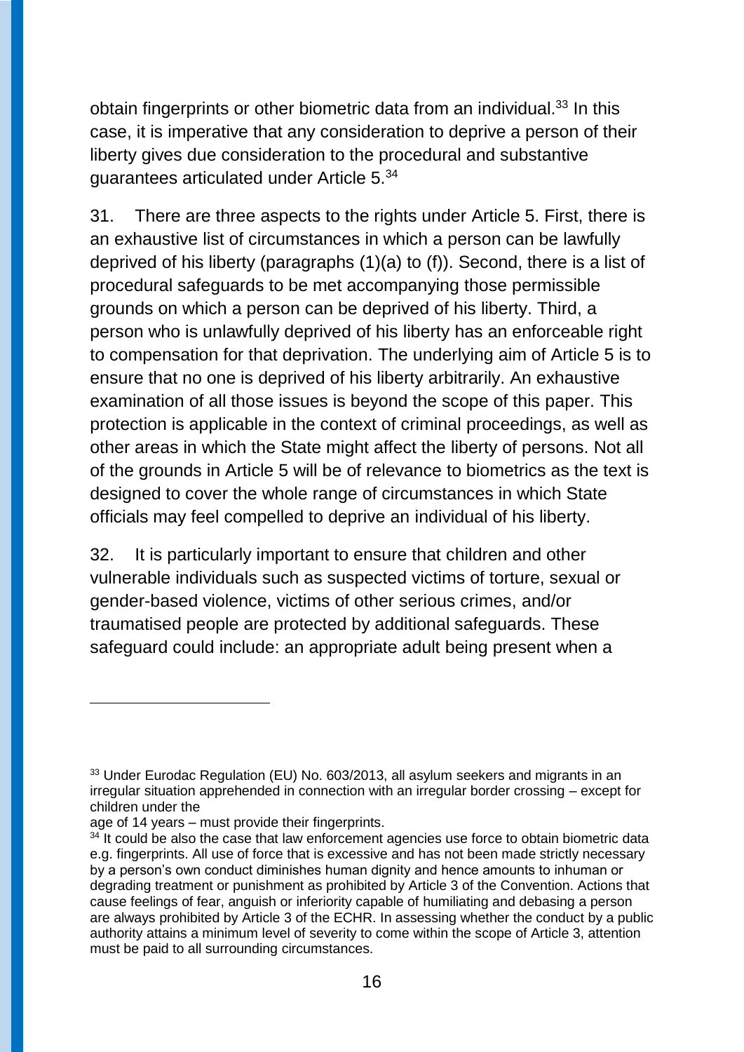obtain fingerprints or other biometric data from an individual.[33] In this case, it is imperative that any consideration to deprive a person of their liberty gives due consideration to the procedural and substantive guarantees articulated under Article 5.[34]

31. There are three aspects to the rights under Article 5. First, there is an exhaustive list of circumstances in which a person can be lawfully deprived of his liberty (paragraphs (1)(a) to (f)). Second, there is a list of procedural safeguards to be met accompanying those permissible grounds on which a person can be deprived of his liberty. Third, a person who is unlawfully deprived of his liberty has an enforceable right to compensation for that deprivation. The underlying aim of Article 5 is to ensure that no one is deprived of his liberty arbitrarily. An exhaustive examination of all those issues is beyond the scope of this paper. This protection is applicable in the context of criminal proceedings, as well as other areas in which the State might affect the liberty of persons. Not all of the grounds in Article 5 will be of relevance to biometrics as the text is designed to cover the whole range of circumstances in which State officials may feel compelled to deprive an individual of his liberty.

32. It is particularly important to ensure that children and other vulnerable individuals such as suspected victims of torture, sexual or gender-based violence, victims of other serious crimes, and/or traumatised people are protected by additional safeguards. These safeguard could include: an appropriate adult being present when a

---

[33] Under Eurodac Regulation (EU) No. 603/2013, all asylum seekers and migrants in an irregular situation apprehended in connection with an irregular border crossing – except for children under the age of 14 years – must provide their fingerprints.

[34] It could be also the case that law enforcement agencies use force to obtain biometric data e.g. fingerprints. All use of force that is excessive and has not been made strictly necessary by a person's own conduct diminishes human dignity and hence amounts to inhuman or degrading treatment or punishment as prohibited by Article 3 of the Convention. Actions that cause feelings of fear, anguish or inferiority capable of humiliating and debasing a person are always prohibited by Article 3 of the ECHR. In assessing whether the conduct by a public authority attains a minimum level of severity to come within the scope of Article 3, attention must be paid to all surrounding circumstances.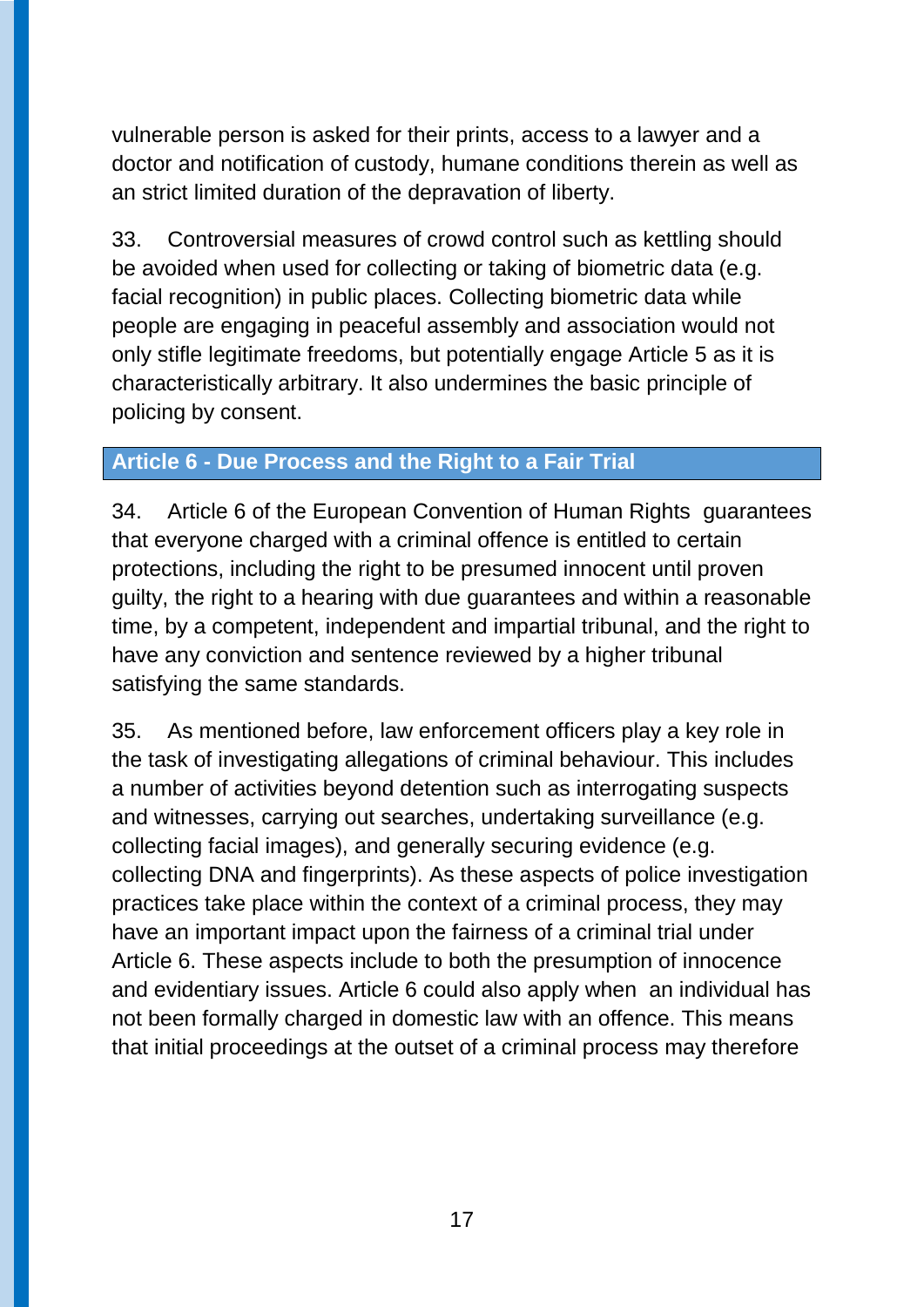vulnerable person is asked for their prints, access to a lawyer and a doctor and notification of custody, humane conditions therein as well as an strict limited duration of the depravation of liberty.

33. Controversial measures of crowd control such as kettling should be avoided when used for collecting or taking of biometric data (e.g. facial recognition) in public places. Collecting biometric data while people are engaging in peaceful assembly and association would not only stifle legitimate freedoms, but potentially engage Article 5 as it is characteristically arbitrary. It also undermines the basic principle of policing by consent.

## Article 6 - Due Process and the Right to a Fair Trial

34. Article 6 of the European Convention of Human Rights guarantees that everyone charged with a criminal offence is entitled to certain protections, including the right to be presumed innocent until proven guilty, the right to a hearing with due guarantees and within a reasonable time, by a competent, independent and impartial tribunal, and the right to have any conviction and sentence reviewed by a higher tribunal satisfying the same standards.

35. As mentioned before, law enforcement officers play a key role in the task of investigating allegations of criminal behaviour. This includes a number of activities beyond detention such as interrogating suspects and witnesses, carrying out searches, undertaking surveillance (e.g. collecting facial images), and generally securing evidence (e.g. collecting DNA and fingerprints). As these aspects of police investigation practices take place within the context of a criminal process, they may have an important impact upon the fairness of a criminal trial under Article 6. These aspects include to both the presumption of innocence and evidentiary issues. Article 6 could also apply when an individual has not been formally charged in domestic law with an offence. This means that initial proceedings at the outset of a criminal process may therefore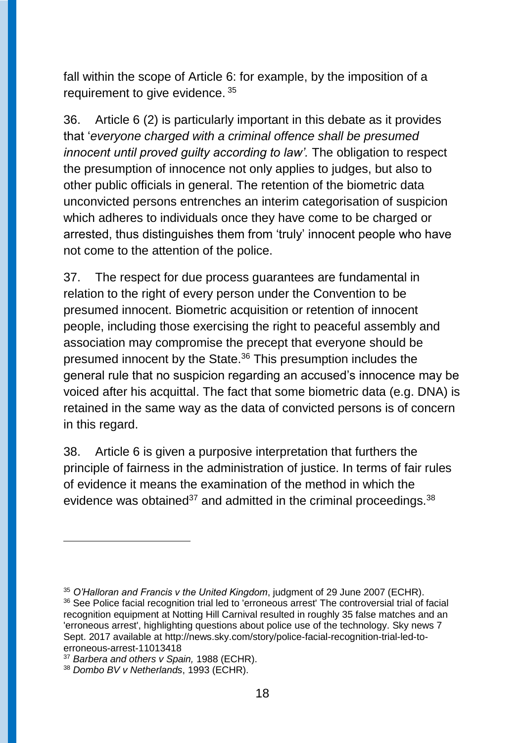fall within the scope of Article 6: for example, by the imposition of a requirement to give evidence. [35]

36. Article 6 (2) is particularly important in this debate as it provides that '*everyone charged with a criminal offence shall be presumed innocent until proved guilty according to law'.* The obligation to respect the presumption of innocence not only applies to judges, but also to other public officials in general. The retention of the biometric data unconvicted persons entrenches an interim categorisation of suspicion which adheres to individuals once they have come to be charged or arrested, thus distinguishes them from 'truly' innocent people who have not come to the attention of the police.

37. The respect for due process guarantees are fundamental in relation to the right of every person under the Convention to be presumed innocent. Biometric acquisition or retention of innocent people, including those exercising the right to peaceful assembly and association may compromise the precept that everyone should be presumed innocent by the State.[36] This presumption includes the general rule that no suspicion regarding an accused's innocence may be voiced after his acquittal. The fact that some biometric data (e.g. DNA) is retained in the same way as the data of convicted persons is of concern in this regard.

38. Article 6 is given a purposive interpretation that furthers the principle of fairness in the administration of justice. In terms of fair rules of evidence it means the examination of the method in which the evidence was obtained[37] and admitted in the criminal proceedings.[38]

---

[35] *O'Halloran and Francis v the United Kingdom*, judgment of 29 June 2007 (ECHR).

[36] See Police facial recognition trial led to 'erroneous arrest' The controversial trial of facial recognition equipment at Notting Hill Carnival resulted in roughly 35 false matches and an 'erroneous arrest', highlighting questions about police use of the technology. Sky news 7 Sept. 2017 available at http://news.sky.com/story/police-facial-recognition-trial-led-to-erroneous-arrest-11013418

[37] *Barbera and others v Spain,* 1988 (ECHR).

[38] *Dombo BV v Netherlands*, 1993 (ECHR).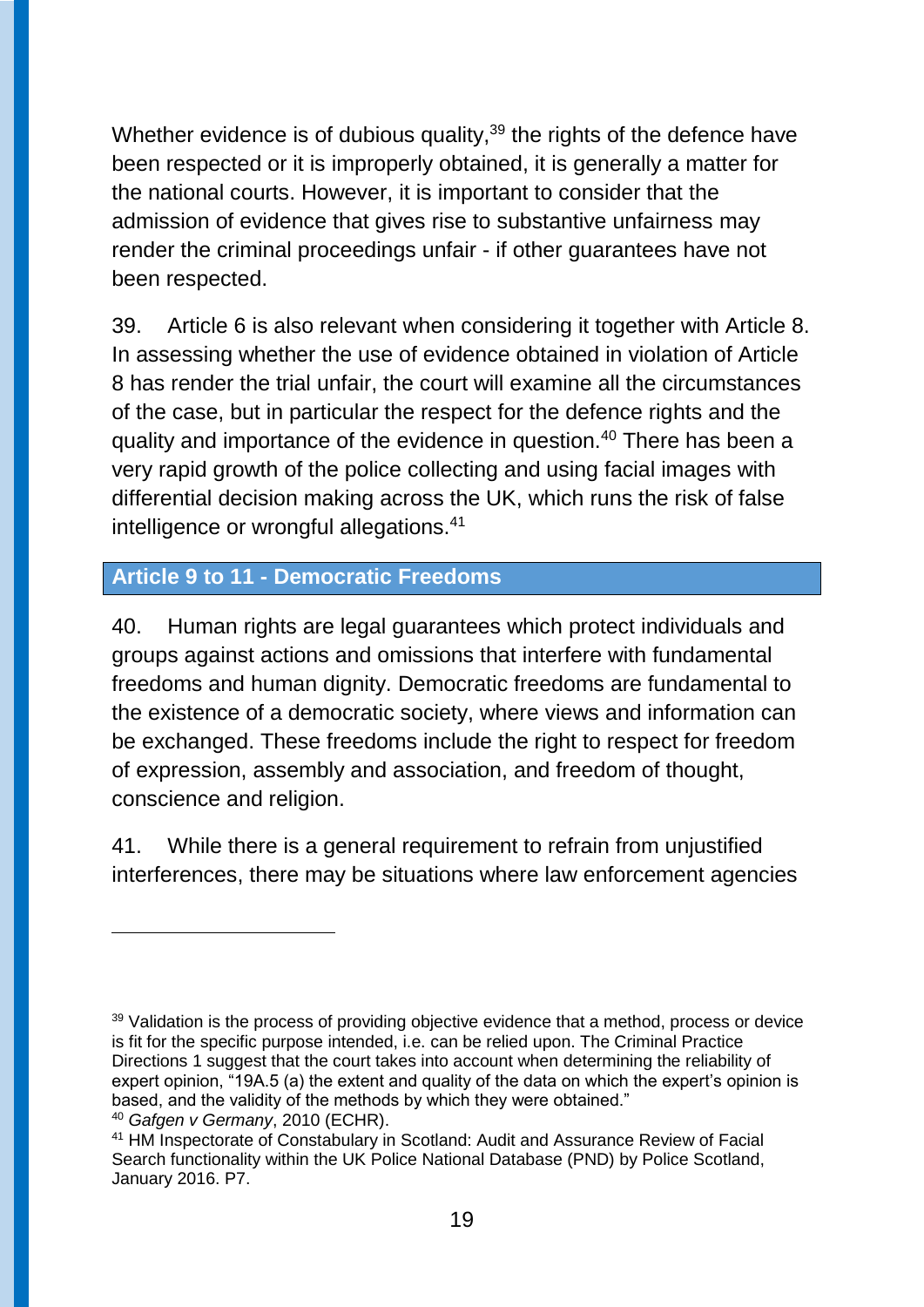Whether evidence is of dubious quality,[39] the rights of the defence have been respected or it is improperly obtained, it is generally a matter for the national courts. However, it is important to consider that the admission of evidence that gives rise to substantive unfairness may render the criminal proceedings unfair - if other guarantees have not been respected.

39. Article 6 is also relevant when considering it together with Article 8. In assessing whether the use of evidence obtained in violation of Article 8 has render the trial unfair, the court will examine all the circumstances of the case, but in particular the respect for the defence rights and the quality and importance of the evidence in question.[40] There has been a very rapid growth of the police collecting and using facial images with differential decision making across the UK, which runs the risk of false intelligence or wrongful allegations.[41]

## Article 9 to 11 - Democratic Freedoms

40. Human rights are legal guarantees which protect individuals and groups against actions and omissions that interfere with fundamental freedoms and human dignity. Democratic freedoms are fundamental to the existence of a democratic society, where views and information can be exchanged. These freedoms include the right to respect for freedom of expression, assembly and association, and freedom of thought, conscience and religion.

41. While there is a general requirement to refrain from unjustified interferences, there may be situations where law enforcement agencies

---

[39] Validation is the process of providing objective evidence that a method, process or device is fit for the specific purpose intended, i.e. can be relied upon. The Criminal Practice Directions 1 suggest that the court takes into account when determining the reliability of expert opinion, "19A.5 (a) the extent and quality of the data on which the expert's opinion is based, and the validity of the methods by which they were obtained."

[40] *Gafgen v Germany*, 2010 (ECHR).

[41] HM Inspectorate of Constabulary in Scotland: Audit and Assurance Review of Facial Search functionality within the UK Police National Database (PND) by Police Scotland, January 2016. P7.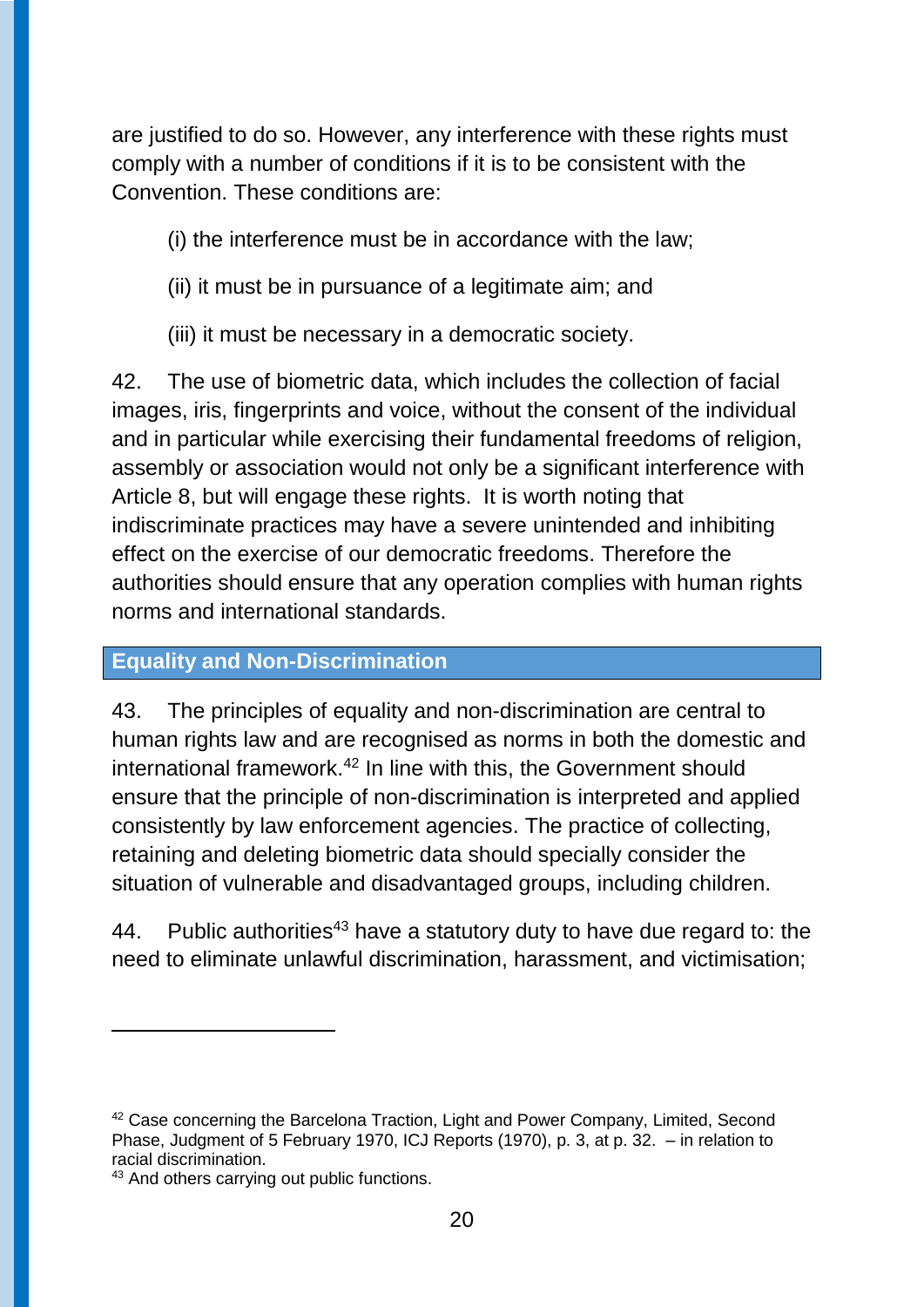are justified to do so. However, any interference with these rights must comply with a number of conditions if it is to be consistent with the Convention. These conditions are:

(i) the interference must be in accordance with the law;

(ii) it must be in pursuance of a legitimate aim; and

(iii) it must be necessary in a democratic society.

42. The use of biometric data, which includes the collection of facial images, iris, fingerprints and voice, without the consent of the individual and in particular while exercising their fundamental freedoms of religion, assembly or association would not only be a significant interference with Article 8, but will engage these rights. It is worth noting that indiscriminate practices may have a severe unintended and inhibiting effect on the exercise of our democratic freedoms. Therefore the authorities should ensure that any operation complies with human rights norms and international standards.

## Equality and Non-Discrimination

43. The principles of equality and non-discrimination are central to human rights law and are recognised as norms in both the domestic and international framework.[42] In line with this, the Government should ensure that the principle of non-discrimination is interpreted and applied consistently by law enforcement agencies. The practice of collecting, retaining and deleting biometric data should specially consider the situation of vulnerable and disadvantaged groups, including children.

44. Public authorities[43] have a statutory duty to have due regard to: the need to eliminate unlawful discrimination, harassment, and victimisation;

---

[42] Case concerning the Barcelona Traction, Light and Power Company, Limited, Second Phase, Judgment of 5 February 1970, ICJ Reports (1970), p. 3, at p. 32. – in relation to racial discrimination.

[43] And others carrying out public functions.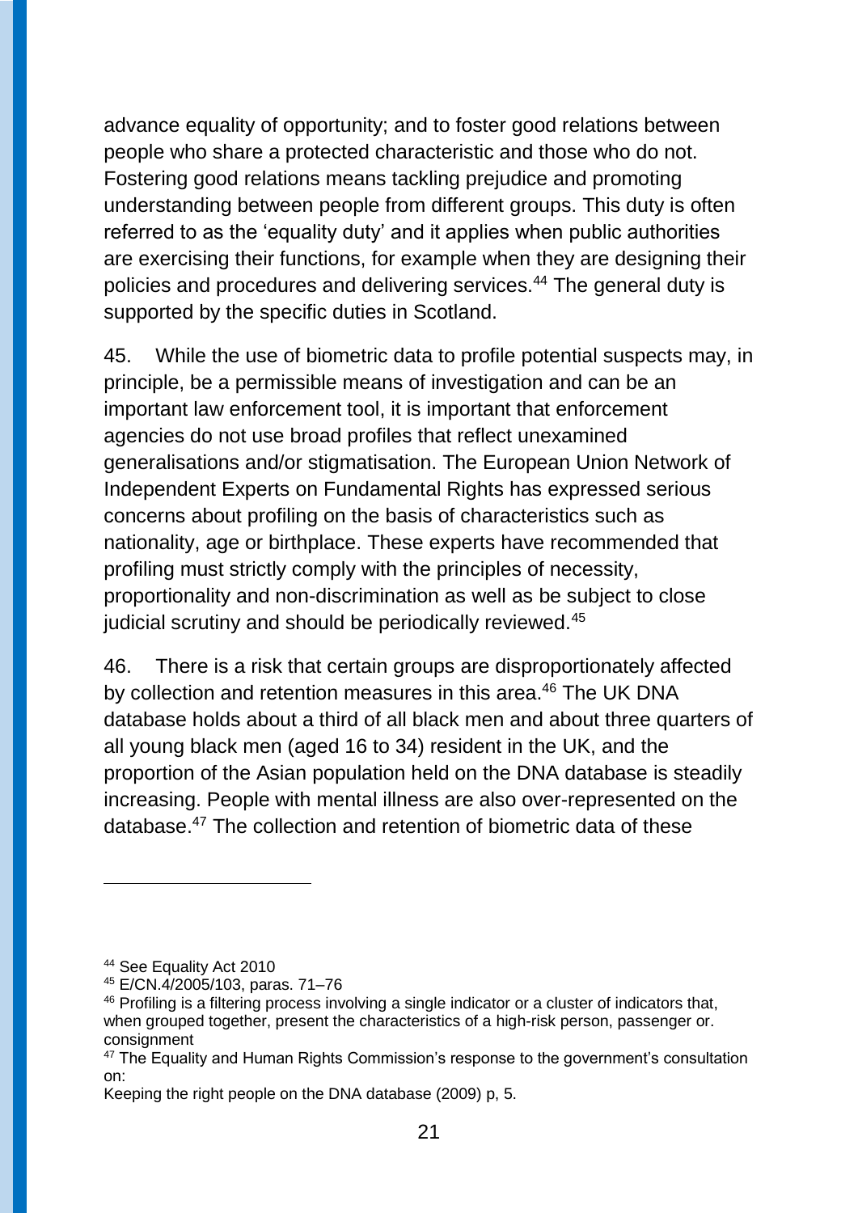advance equality of opportunity; and to foster good relations between people who share a protected characteristic and those who do not. Fostering good relations means tackling prejudice and promoting understanding between people from different groups. This duty is often referred to as the 'equality duty' and it applies when public authorities are exercising their functions, for example when they are designing their policies and procedures and delivering services.[44] The general duty is supported by the specific duties in Scotland.

45. While the use of biometric data to profile potential suspects may, in principle, be a permissible means of investigation and can be an important law enforcement tool, it is important that enforcement agencies do not use broad profiles that reflect unexamined generalisations and/or stigmatisation. The European Union Network of Independent Experts on Fundamental Rights has expressed serious concerns about profiling on the basis of characteristics such as nationality, age or birthplace. These experts have recommended that profiling must strictly comply with the principles of necessity, proportionality and non-discrimination as well as be subject to close judicial scrutiny and should be periodically reviewed.[45]

46. There is a risk that certain groups are disproportionately affected by collection and retention measures in this area.[46] The UK DNA database holds about a third of all black men and about three quarters of all young black men (aged 16 to 34) resident in the UK, and the proportion of the Asian population held on the DNA database is steadily increasing. People with mental illness are also over-represented on the database.[47] The collection and retention of biometric data of these

---

[44] See Equality Act 2010

[45] E/CN.4/2005/103, paras. 71–76

[46] Profiling is a filtering process involving a single indicator or a cluster of indicators that, when grouped together, present the characteristics of a high-risk person, passenger or. consignment

[47] The Equality and Human Rights Commission's response to the government's consultation on:
Keeping the right people on the DNA database (2009) p, 5.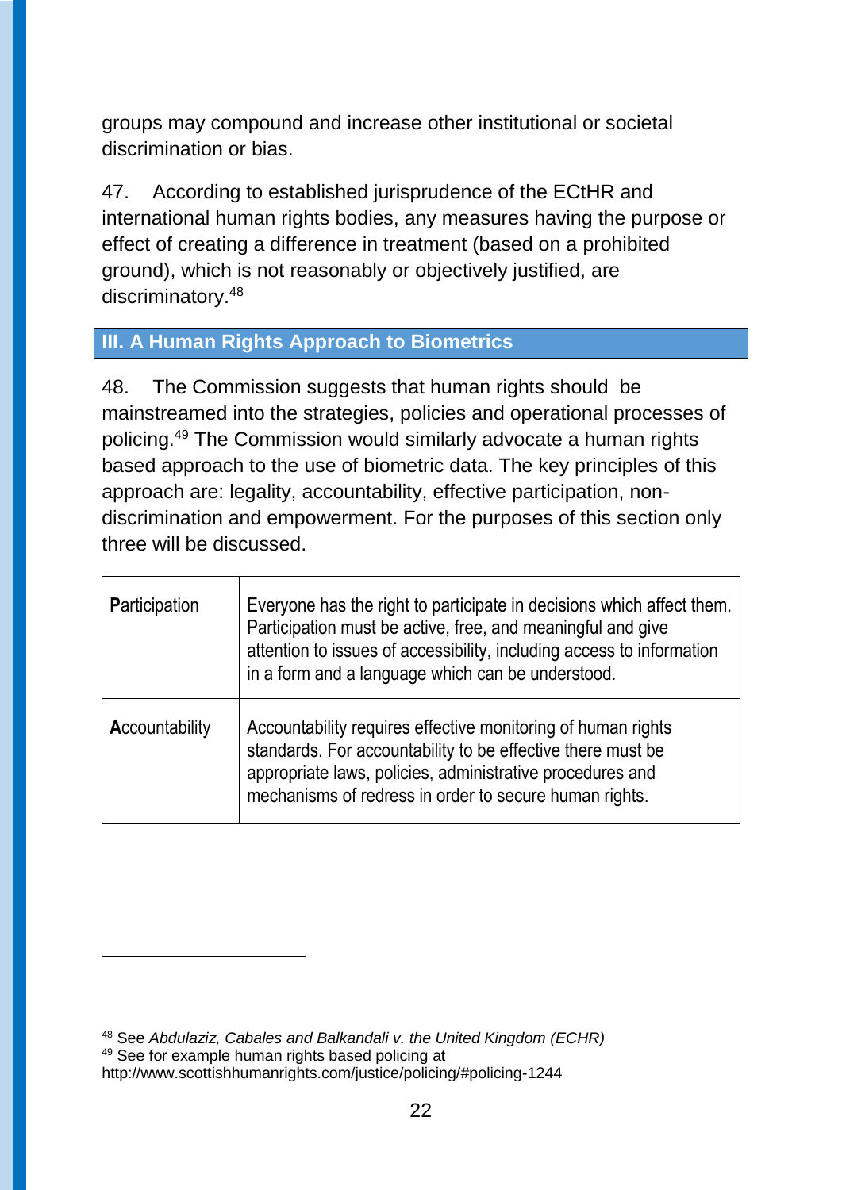groups may compound and increase other institutional or societal discrimination or bias.

47. According to established jurisprudence of the ECtHR and international human rights bodies, any measures having the purpose or effect of creating a difference in treatment (based on a prohibited ground), which is not reasonably or objectively justified, are discriminatory.[48]

## III. A Human Rights Approach to Biometrics

48. The Commission suggests that human rights should be mainstreamed into the strategies, policies and operational processes of policing.[49] The Commission would similarly advocate a human rights based approach to the use of biometric data. The key principles of this approach are: legality, accountability, effective participation, non-discrimination and empowerment. For the purposes of this section only three will be discussed.

| | |
|---|---|
| **P**articipation | Everyone has the right to participate in decisions which affect them. Participation must be active, free, and meaningful and give attention to issues of accessibility, including access to information in a form and a language which can be understood. |
| **A**ccountability | Accountability requires effective monitoring of human rights standards. For accountability to be effective there must be appropriate laws, policies, administrative procedures and mechanisms of redress in order to secure human rights. |

---

[48] See *Abdulaziz, Cabales and Balkandali v. the United Kingdom (ECHR)*

[49] See for example human rights based policing at http://www.scottishhumanrights.com/justice/policing/#policing-1244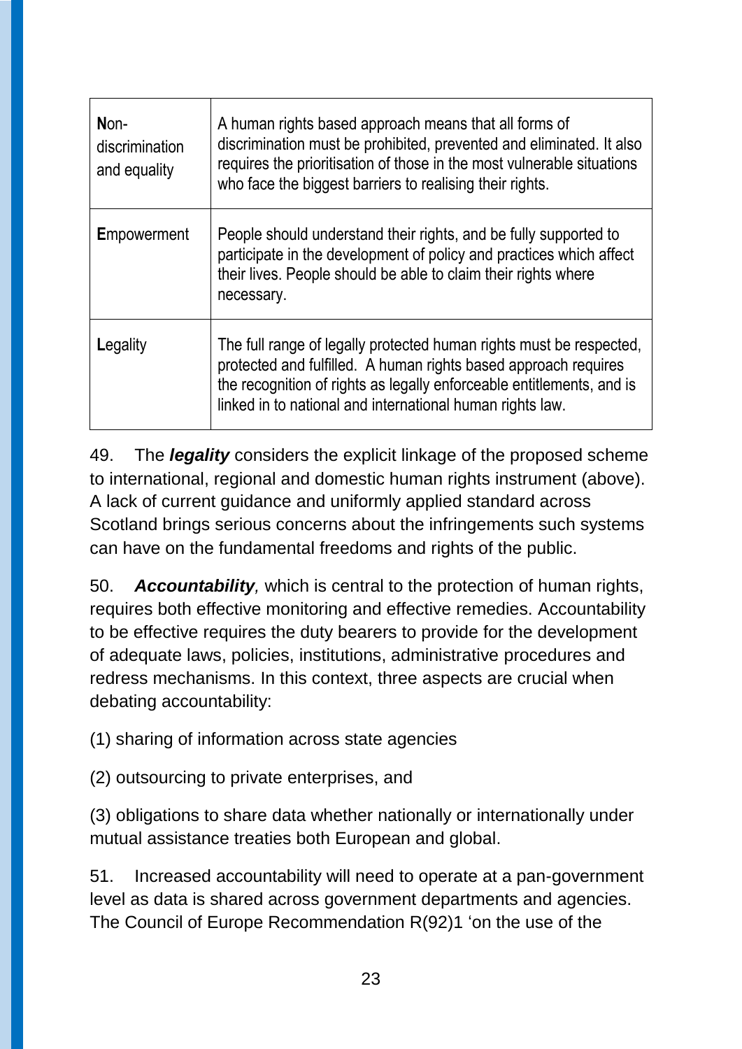| | |
|---|---|
| **N**on-discrimination and equality | A human rights based approach means that all forms of discrimination must be prohibited, prevented and eliminated. It also requires the prioritisation of those in the most vulnerable situations who face the biggest barriers to realising their rights. |
| **E**mpowerment | People should understand their rights, and be fully supported to participate in the development of policy and practices which affect their lives. People should be able to claim their rights where necessary. |
| **L**egality | The full range of legally protected human rights must be respected, protected and fulfilled. A human rights based approach requires the recognition of rights as legally enforceable entitlements, and is linked in to national and international human rights law. |

49. The ***legality*** considers the explicit linkage of the proposed scheme to international, regional and domestic human rights instrument (above). A lack of current guidance and uniformly applied standard across Scotland brings serious concerns about the infringements such systems can have on the fundamental freedoms and rights of the public.

50. ***Accountability**,* which is central to the protection of human rights, requires both effective monitoring and effective remedies. Accountability to be effective requires the duty bearers to provide for the development of adequate laws, policies, institutions, administrative procedures and redress mechanisms. In this context, three aspects are crucial when debating accountability:

(1) sharing of information across state agencies

(2) outsourcing to private enterprises, and

(3) obligations to share data whether nationally or internationally under mutual assistance treaties both European and global.

51. Increased accountability will need to operate at a pan-government level as data is shared across government departments and agencies. The Council of Europe Recommendation R(92)1 'on the use of the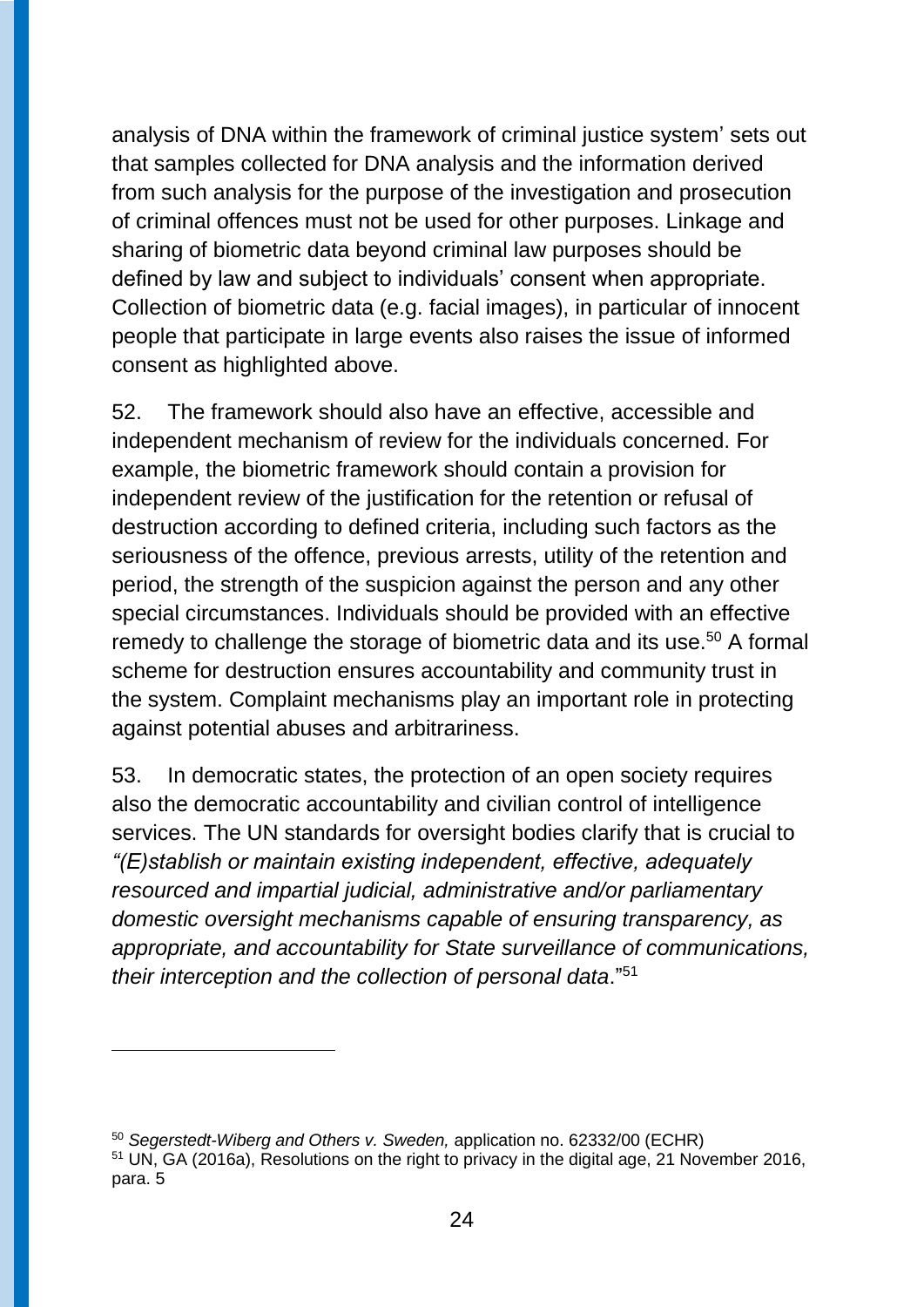analysis of DNA within the framework of criminal justice system' sets out that samples collected for DNA analysis and the information derived from such analysis for the purpose of the investigation and prosecution of criminal offences must not be used for other purposes. Linkage and sharing of biometric data beyond criminal law purposes should be defined by law and subject to individuals' consent when appropriate. Collection of biometric data (e.g. facial images), in particular of innocent people that participate in large events also raises the issue of informed consent as highlighted above.

52. The framework should also have an effective, accessible and independent mechanism of review for the individuals concerned. For example, the biometric framework should contain a provision for independent review of the justification for the retention or refusal of destruction according to defined criteria, including such factors as the seriousness of the offence, previous arrests, utility of the retention and period, the strength of the suspicion against the person and any other special circumstances. Individuals should be provided with an effective remedy to challenge the storage of biometric data and its use.[50] A formal scheme for destruction ensures accountability and community trust in the system. Complaint mechanisms play an important role in protecting against potential abuses and arbitrariness.

53. In democratic states, the protection of an open society requires also the democratic accountability and civilian control of intelligence services. The UN standards for oversight bodies clarify that is crucial to *"(E)stablish or maintain existing independent, effective, adequately resourced and impartial judicial, administrative and/or parliamentary domestic oversight mechanisms capable of ensuring transparency, as appropriate, and accountability for State surveillance of communications, their interception and the collection of personal data*."[51]

---

[50] *Segerstedt-Wiberg and Others v. Sweden,* application no. 62332/00 (ECHR)

[51] UN, GA (2016a), Resolutions on the right to privacy in the digital age, 21 November 2016, para. 5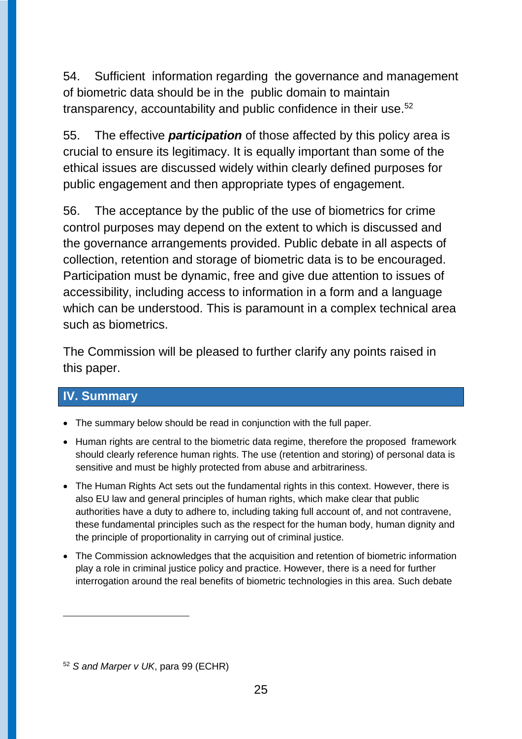54. Sufficient information regarding the governance and management of biometric data should be in the public domain to maintain transparency, accountability and public confidence in their use.[52]

55. The effective ***participation*** of those affected by this policy area is crucial to ensure its legitimacy. It is equally important than some of the ethical issues are discussed widely within clearly defined purposes for public engagement and then appropriate types of engagement.

56. The acceptance by the public of the use of biometrics for crime control purposes may depend on the extent to which is discussed and the governance arrangements provided. Public debate in all aspects of collection, retention and storage of biometric data is to be encouraged. Participation must be dynamic, free and give due attention to issues of accessibility, including access to information in a form and a language which can be understood. This is paramount in a complex technical area such as biometrics.

The Commission will be pleased to further clarify any points raised in this paper.

## IV. Summary

- The summary below should be read in conjunction with the full paper.
- Human rights are central to the biometric data regime, therefore the proposed framework should clearly reference human rights. The use (retention and storing) of personal data is sensitive and must be highly protected from abuse and arbitrariness.
- The Human Rights Act sets out the fundamental rights in this context. However, there is also EU law and general principles of human rights, which make clear that public authorities have a duty to adhere to, including taking full account of, and not contravene, these fundamental principles such as the respect for the human body, human dignity and the principle of proportionality in carrying out of criminal justice.
- The Commission acknowledges that the acquisition and retention of biometric information play a role in criminal justice policy and practice. However, there is a need for further interrogation around the real benefits of biometric technologies in this area. Such debate

[52] *S and Marper v UK*, para 99 (ECHR)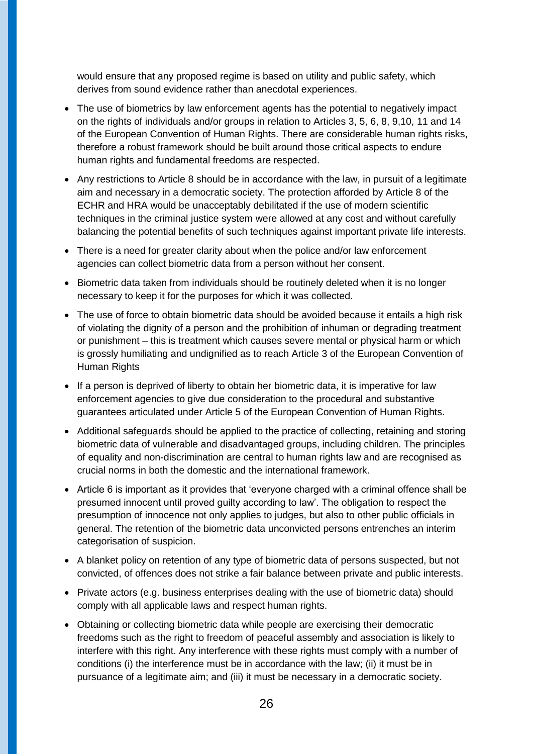would ensure that any proposed regime is based on utility and public safety, which derives from sound evidence rather than anecdotal experiences.

- The use of biometrics by law enforcement agents has the potential to negatively impact on the rights of individuals and/or groups in relation to Articles 3, 5, 6, 8, 9,10, 11 and 14 of the European Convention of Human Rights. There are considerable human rights risks, therefore a robust framework should be built around those critical aspects to endure human rights and fundamental freedoms are respected.
- Any restrictions to Article 8 should be in accordance with the law, in pursuit of a legitimate aim and necessary in a democratic society. The protection afforded by Article 8 of the ECHR and HRA would be unacceptably debilitated if the use of modern scientific techniques in the criminal justice system were allowed at any cost and without carefully balancing the potential benefits of such techniques against important private life interests.
- There is a need for greater clarity about when the police and/or law enforcement agencies can collect biometric data from a person without her consent.
- Biometric data taken from individuals should be routinely deleted when it is no longer necessary to keep it for the purposes for which it was collected.
- The use of force to obtain biometric data should be avoided because it entails a high risk of violating the dignity of a person and the prohibition of inhuman or degrading treatment or punishment – this is treatment which causes severe mental or physical harm or which is grossly humiliating and undignified as to reach Article 3 of the European Convention of Human Rights
- If a person is deprived of liberty to obtain her biometric data, it is imperative for law enforcement agencies to give due consideration to the procedural and substantive guarantees articulated under Article 5 of the European Convention of Human Rights.
- Additional safeguards should be applied to the practice of collecting, retaining and storing biometric data of vulnerable and disadvantaged groups, including children. The principles of equality and non-discrimination are central to human rights law and are recognised as crucial norms in both the domestic and the international framework.
- Article 6 is important as it provides that 'everyone charged with a criminal offence shall be presumed innocent until proved guilty according to law'. The obligation to respect the presumption of innocence not only applies to judges, but also to other public officials in general. The retention of the biometric data unconvicted persons entrenches an interim categorisation of suspicion.
- A blanket policy on retention of any type of biometric data of persons suspected, but not convicted, of offences does not strike a fair balance between private and public interests.
- Private actors (e.g. business enterprises dealing with the use of biometric data) should comply with all applicable laws and respect human rights.
- Obtaining or collecting biometric data while people are exercising their democratic freedoms such as the right to freedom of peaceful assembly and association is likely to interfere with this right. Any interference with these rights must comply with a number of conditions (i) the interference must be in accordance with the law; (ii) it must be in pursuance of a legitimate aim; and (iii) it must be necessary in a democratic society.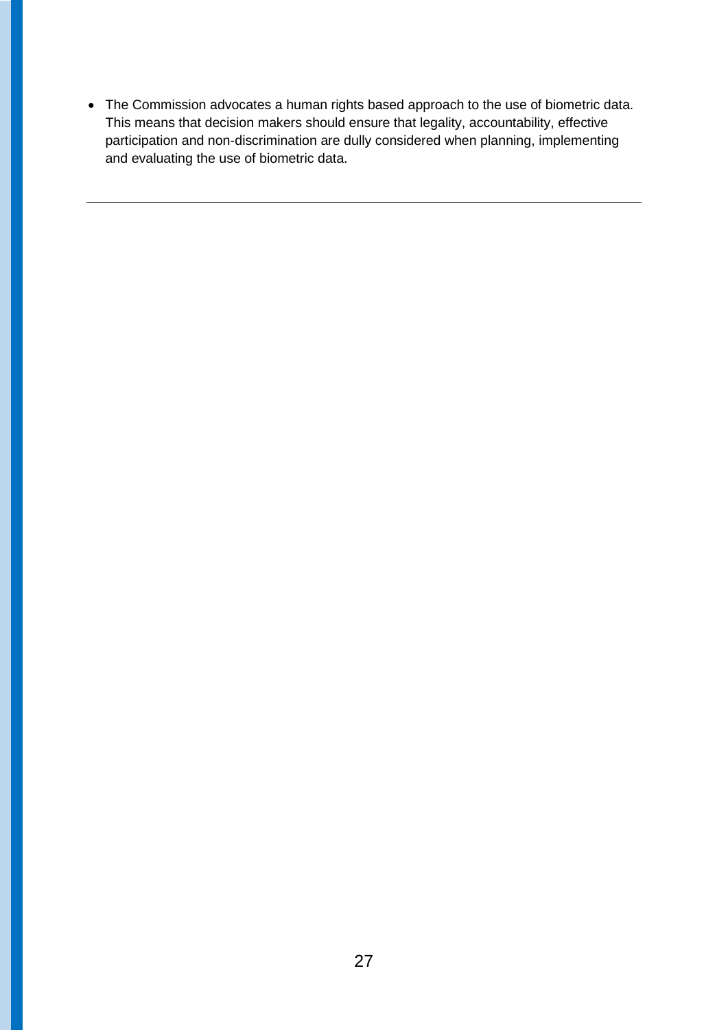- The Commission advocates a human rights based approach to the use of biometric data. This means that decision makers should ensure that legality, accountability, effective participation and non-discrimination are dully considered when planning, implementing and evaluating the use of biometric data.

---